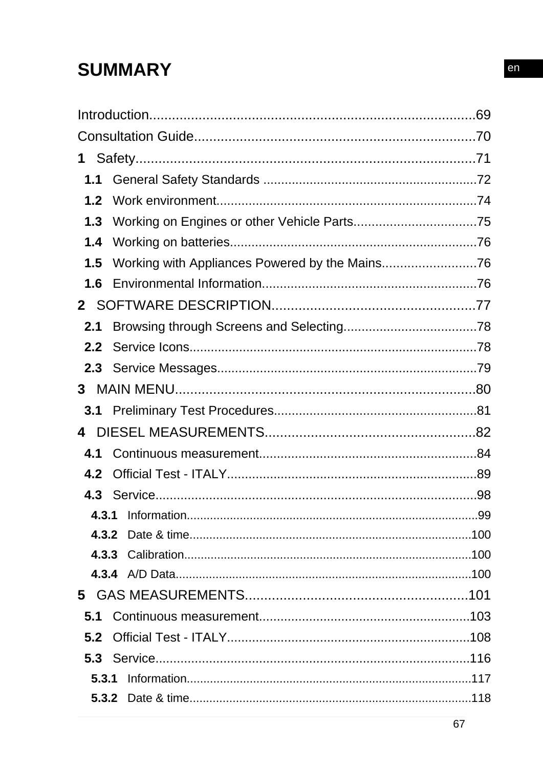# SUMMARY

Introduction........................................................................................69
Consultation Guide.............................................................................70
**1** Safety...............................................................................................71
**1.1** General Safety Standards ...........................................................72
**1.2** Work environment.......................................................................74
**1.3** Working on Engines or other Vehicle Parts..................................75
**1.4** Working on batteries....................................................................76
**1.5** Working with Appliances Powered by the Mains..........................76
**1.6** Environmental Information............................................................76
**2** SOFTWARE DESCRIPTION......................................................77
**2.1** Browsing through Screens and Selecting.....................................78
**2.2** Service Icons................................................................................78
**2.3** Service Messages.........................................................................79
**3** MAIN MENU..................................................................................80
**3.1** Preliminary Test Procedures.........................................................81
**4** DIESEL MEASUREMENTS...........................................................82
**4.1** Continuous measurement.............................................................84
**4.2** Official Test - ITALY.....................................................................89
**4.3** Service.........................................................................................98
**4.3.1** Information.................................................................................99
**4.3.2** Date & time................................................................................100
**4.3.3** Calibration..................................................................................100
**4.3.4** A/D Data.....................................................................................100
**5** GAS MEASUREMENTS...............................................................101
**5.1** Continuous measurement............................................................103
**5.2** Official Test - ITALY....................................................................108
**5.3** Service........................................................................................116
**5.3.1** Information.................................................................................117
**5.3.2** Date & time................................................................................118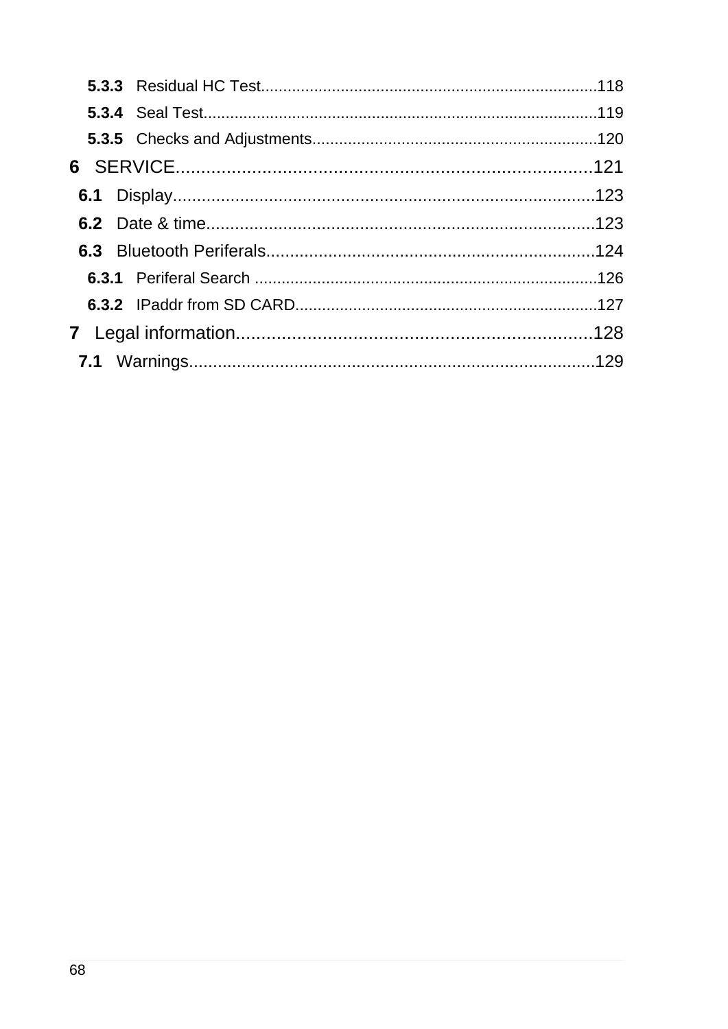5.3.3 Residual HC Test....................................................................................118
5.3.4 Seal Test....................................................................................................119
5.3.5 Checks and Adjustments..............................................................................120

**6** SERVICE..........................................................................................121

6.1 Display.......................................................................................................123
6.2 Date & time................................................................................................123
6.3 Bluetooth Periferals.....................................................................................124

6.3.1 Periferal Search ........................................................................................126
6.3.2 IPaddr from SD CARD.................................................................................127

**7** Legal information..................................................................................128

7.1 Warnings.....................................................................................................129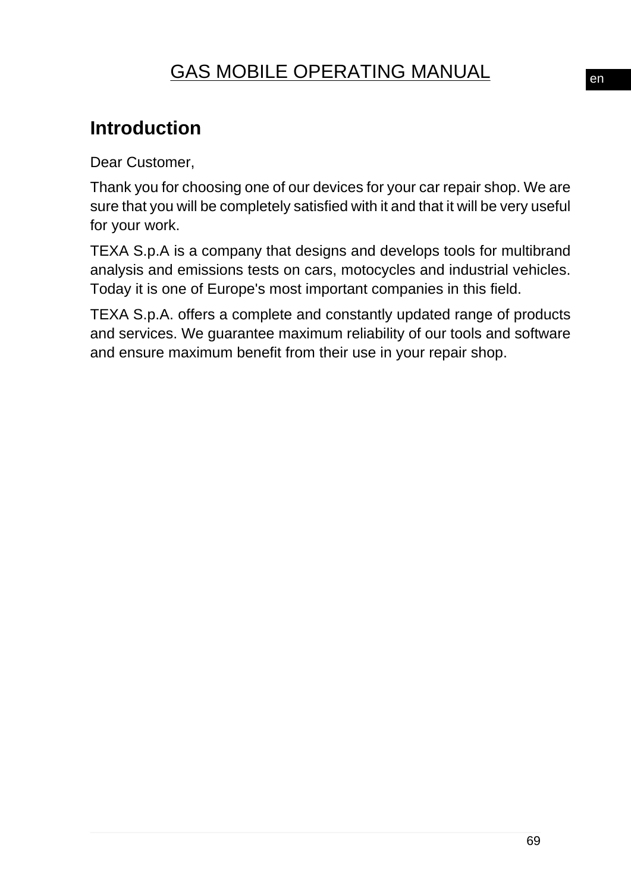# GAS MOBILE OPERATING MANUAL

## Introduction

Dear Customer,

Thank you for choosing one of our devices for your car repair shop. We are sure that you will be completely satisfied with it and that it will be very useful for your work.

TEXA S.p.A is a company that designs and develops tools for multibrand analysis and emissions tests on cars, motocycles and industrial vehicles. Today it is one of Europe's most important companies in this field.

TEXA S.p.A. offers a complete and constantly updated range of products and services. We guarantee maximum reliability of our tools and software and ensure maximum benefit from their use in your repair shop.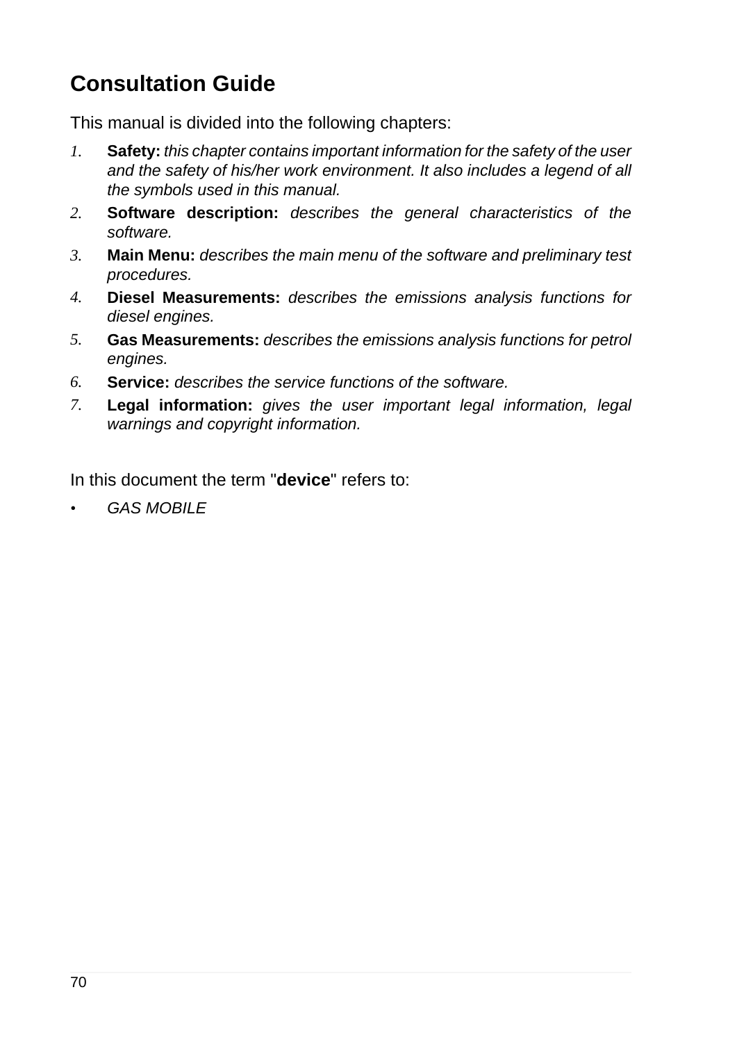# Consultation Guide

This manual is divided into the following chapters:

1. **Safety:** *this chapter contains important information for the safety of the user and the safety of his/her work environment. It also includes a legend of all the symbols used in this manual.*
2. **Software description:** *describes the general characteristics of the software.*
3. **Main Menu:** *describes the main menu of the software and preliminary test procedures.*
4. **Diesel Measurements:** *describes the emissions analysis functions for diesel engines.*
5. **Gas Measurements:** *describes the emissions analysis functions for petrol engines.*
6. **Service:** *describes the service functions of the software.*
7. **Legal information:** *gives the user important legal information, legal warnings and copyright information.*

In this document the term "**device**" refers to:

- *GAS MOBILE*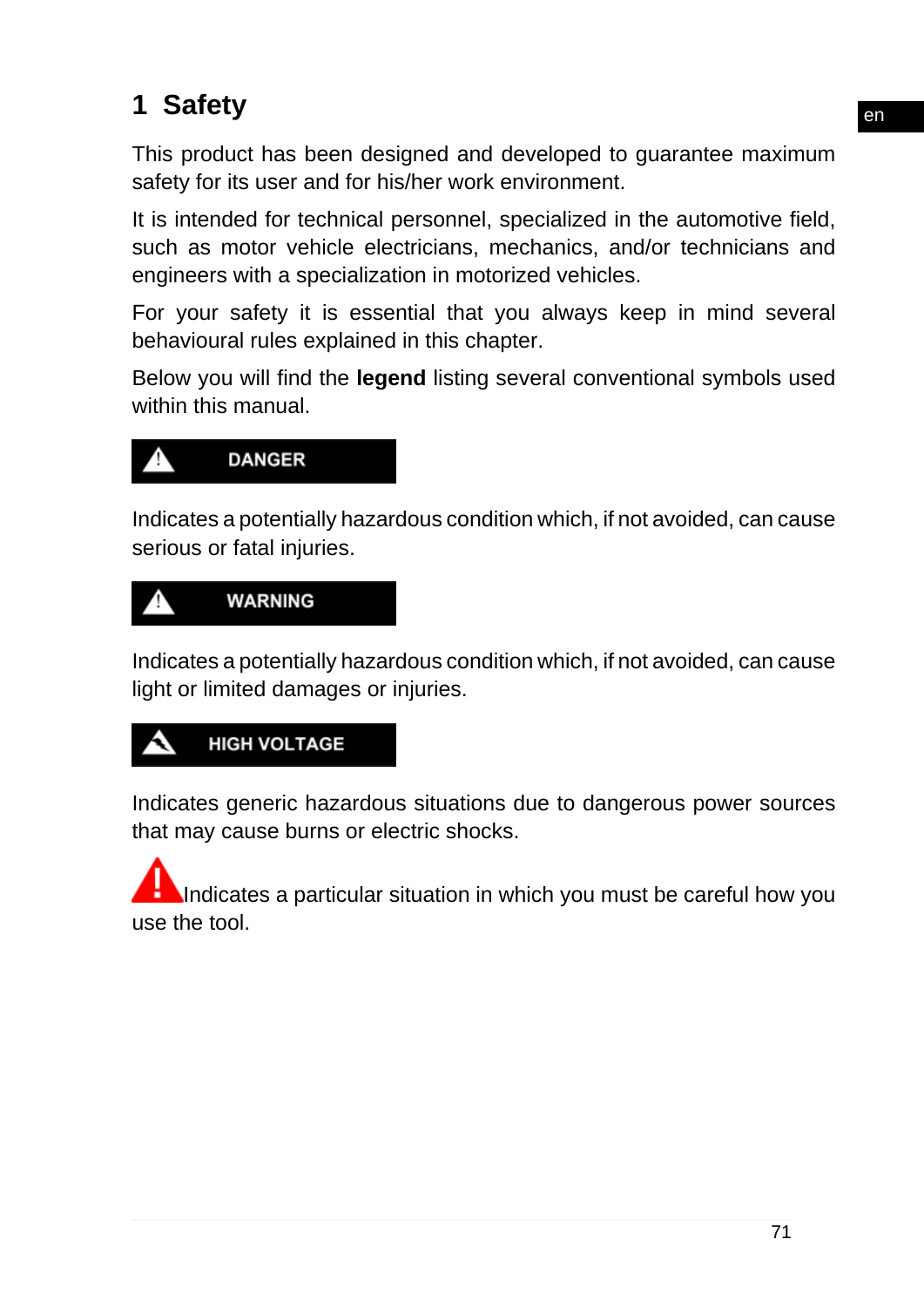# 1 Safety

This product has been designed and developed to guarantee maximum safety for its user and for his/her work environment.

It is intended for technical personnel, specialized in the automotive field, such as motor vehicle electricians, mechanics, and/or technicians and engineers with a specialization in motorized vehicles.

For your safety it is essential that you always keep in mind several behavioural rules explained in this chapter.

Below you will find the **legend** listing several conventional symbols used within this manual.

**DANGER**

Indicates a potentially hazardous condition which, if not avoided, can cause serious or fatal injuries.

**WARNING**

Indicates a potentially hazardous condition which, if not avoided, can cause light or limited damages or injuries.

**HIGH VOLTAGE**

Indicates generic hazardous situations due to dangerous power sources that may cause burns or electric shocks.

Indicates a particular situation in which you must be careful how you use the tool.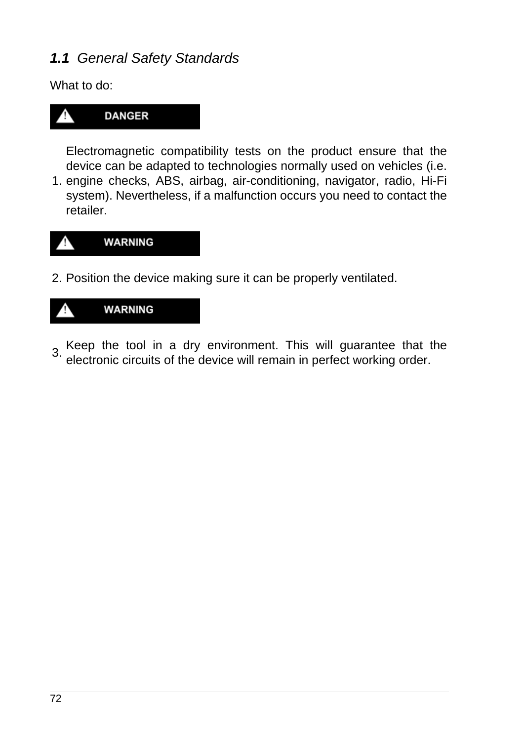## *1.1 General Safety Standards*

What to do:

**⚠ DANGER**

1. Electromagnetic compatibility tests on the product ensure that the device can be adapted to technologies normally used on vehicles (i.e. engine checks, ABS, airbag, air-conditioning, navigator, radio, Hi-Fi system). Nevertheless, if a malfunction occurs you need to contact the retailer.

**⚠ WARNING**

2. Position the device making sure it can be properly ventilated.

**⚠ WARNING**

3. Keep the tool in a dry environment. This will guarantee that the electronic circuits of the device will remain in perfect working order.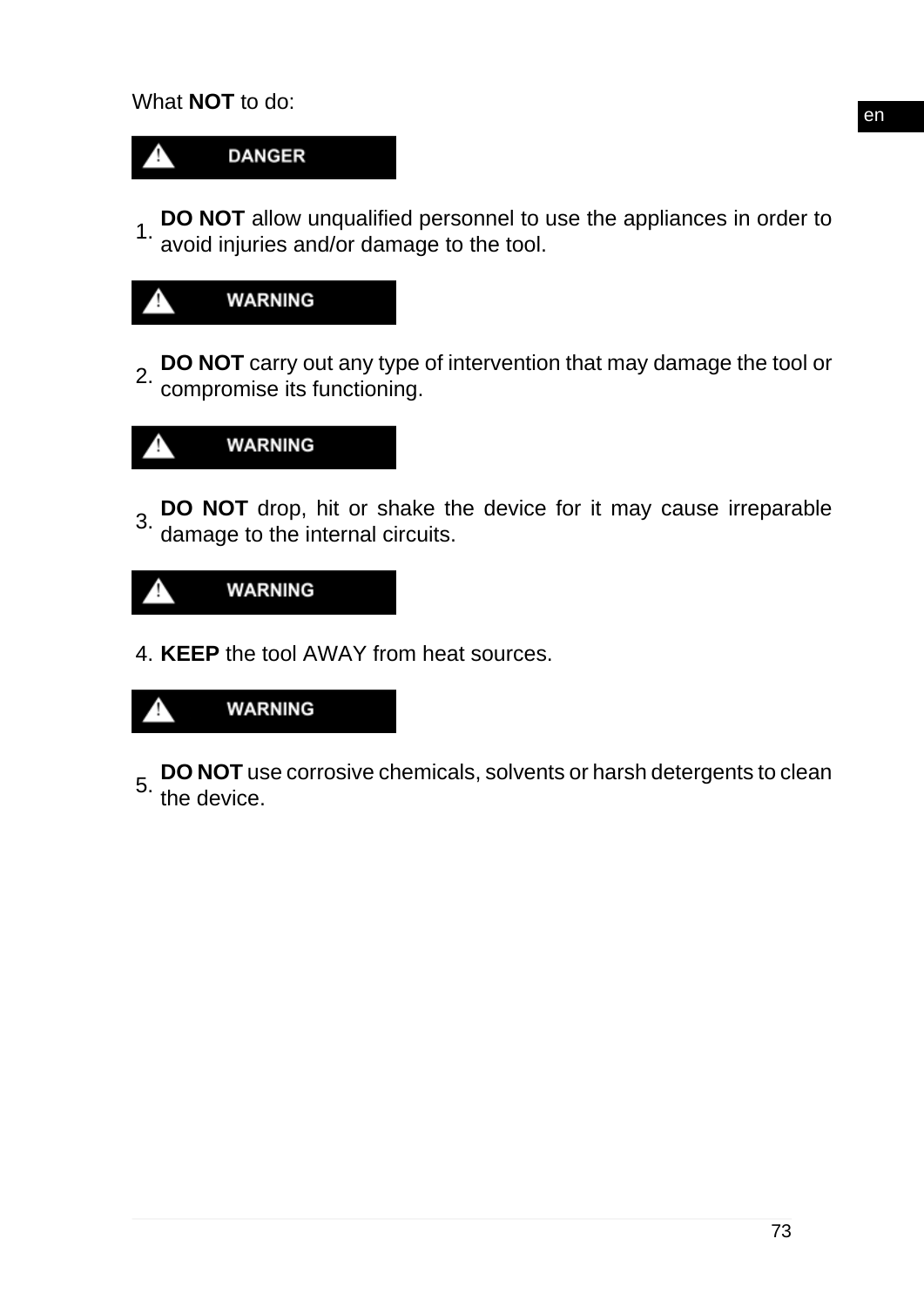What **NOT** to do:

**⚠ DANGER**

1. **DO NOT** allow unqualified personnel to use the appliances in order to avoid injuries and/or damage to the tool.

**⚠ WARNING**

2. **DO NOT** carry out any type of intervention that may damage the tool or compromise its functioning.

**⚠ WARNING**

3. **DO NOT** drop, hit or shake the device for it may cause irreparable damage to the internal circuits.

**⚠ WARNING**

4. **KEEP** the tool AWAY from heat sources.

**⚠ WARNING**

5. **DO NOT** use corrosive chemicals, solvents or harsh detergents to clean the device.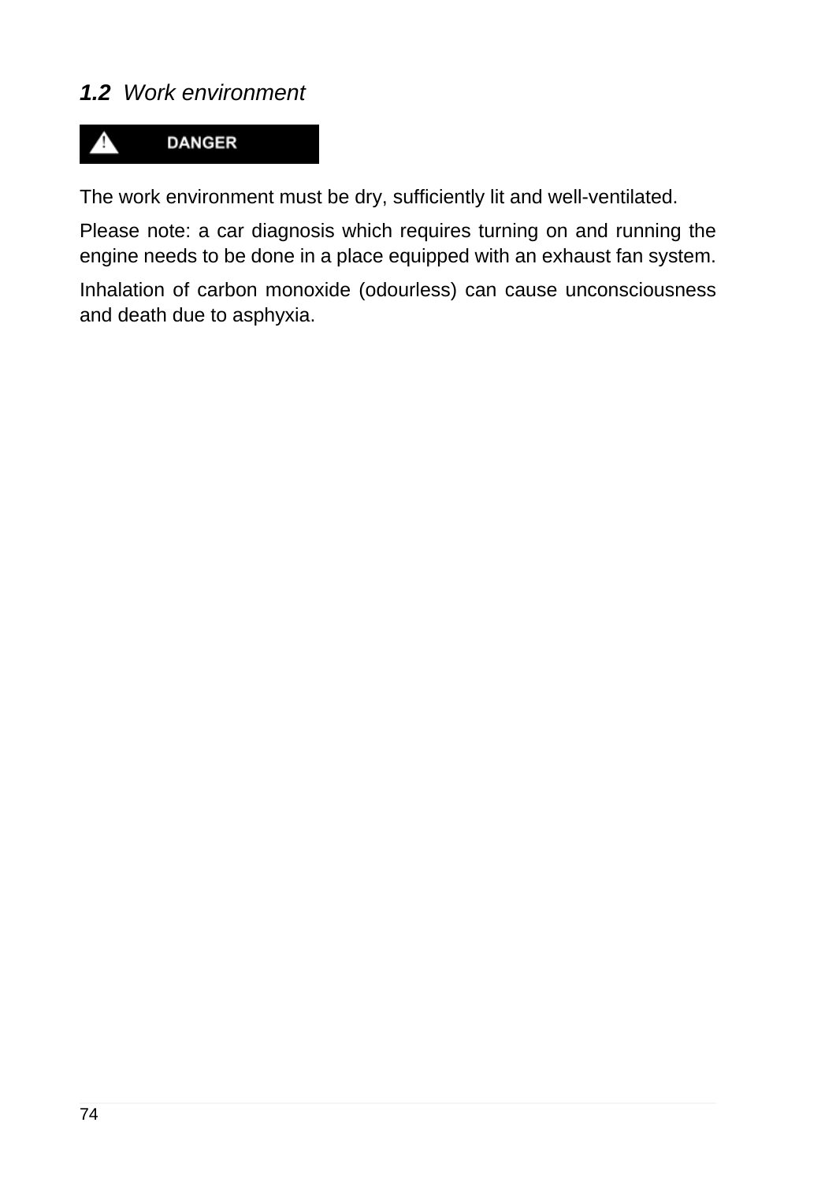## ***1.2*** *Work environment*

**⚠ DANGER**

The work environment must be dry, sufficiently lit and well-ventilated.

Please note: a car diagnosis which requires turning on and running the engine needs to be done in a place equipped with an exhaust fan system.

Inhalation of carbon monoxide (odourless) can cause unconsciousness and death due to asphyxia.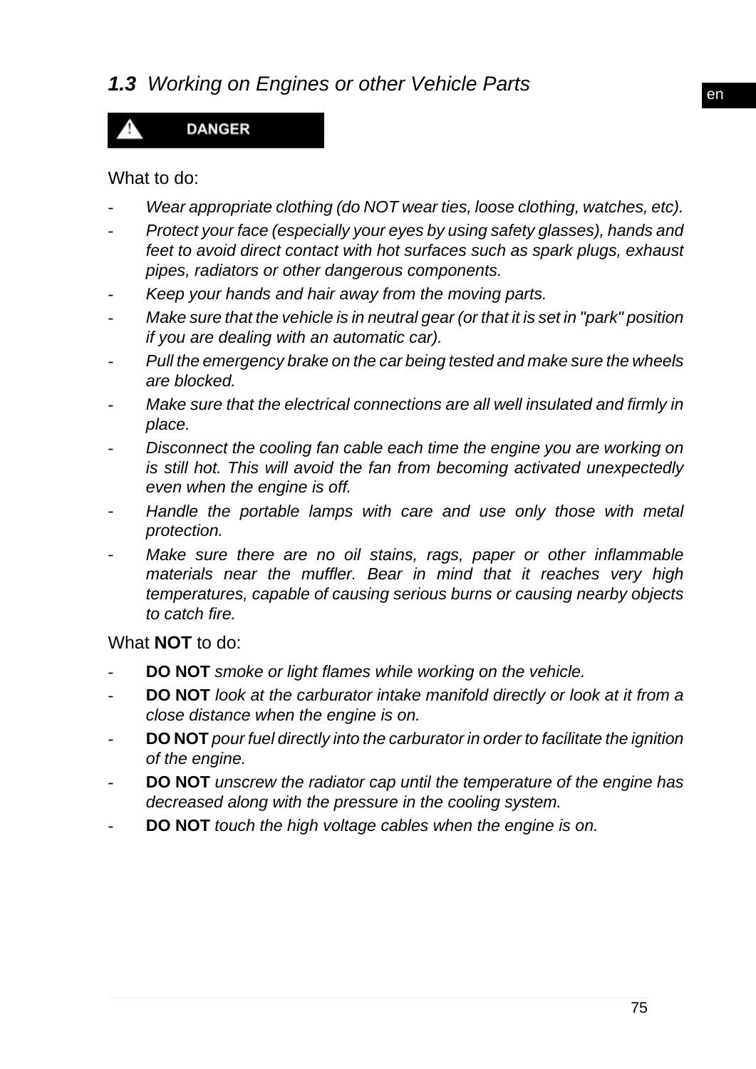## ***1.3*** *Working on Engines or other Vehicle Parts*

**⚠ DANGER**

What to do:

- *Wear appropriate clothing (do NOT wear ties, loose clothing, watches, etc).*
- *Protect your face (especially your eyes by using safety glasses), hands and feet to avoid direct contact with hot surfaces such as spark plugs, exhaust pipes, radiators or other dangerous components.*
- *Keep your hands and hair away from the moving parts.*
- *Make sure that the vehicle is in neutral gear (or that it is set in "park" position if you are dealing with an automatic car).*
- *Pull the emergency brake on the car being tested and make sure the wheels are blocked.*
- *Make sure that the electrical connections are all well insulated and firmly in place.*
- *Disconnect the cooling fan cable each time the engine you are working on is still hot. This will avoid the fan from becoming activated unexpectedly even when the engine is off.*
- *Handle the portable lamps with care and use only those with metal protection.*
- *Make sure there are no oil stains, rags, paper or other inflammable materials near the muffler. Bear in mind that it reaches very high temperatures, capable of causing serious burns or causing nearby objects to catch fire.*

What **NOT** to do:

- **DO NOT** *smoke or light flames while working on the vehicle.*
- **DO NOT** *look at the carburator intake manifold directly or look at it from a close distance when the engine is on.*
- **DO NOT** *pour fuel directly into the carburator in order to facilitate the ignition of the engine.*
- **DO NOT** *unscrew the radiator cap until the temperature of the engine has decreased along with the pressure in the cooling system.*
- **DO NOT** *touch the high voltage cables when the engine is on.*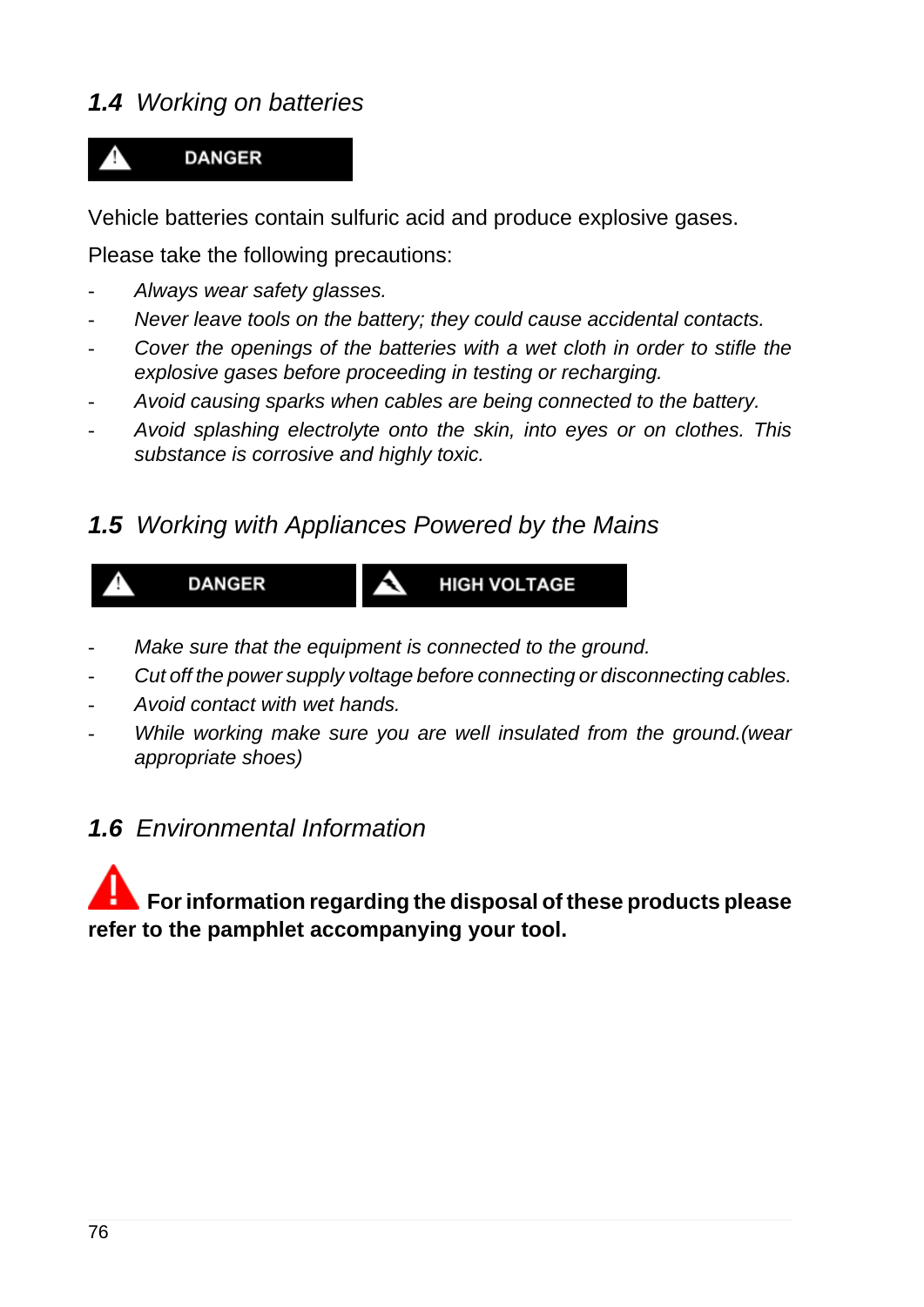## *1.4 Working on batteries*

**⚠ DANGER**

Vehicle batteries contain sulfuric acid and produce explosive gases.

Please take the following precautions:

- *Always wear safety glasses.*
- *Never leave tools on the battery; they could cause accidental contacts.*
- *Cover the openings of the batteries with a wet cloth in order to stifle the explosive gases before proceeding in testing or recharging.*
- *Avoid causing sparks when cables are being connected to the battery.*
- *Avoid splashing electrolyte onto the skin, into eyes or on clothes. This substance is corrosive and highly toxic.*

## *1.5 Working with Appliances Powered by the Mains*

**⚠ DANGER** **HIGH VOLTAGE**

- *Make sure that the equipment is connected to the ground.*
- *Cut off the power supply voltage before connecting or disconnecting cables.*
- *Avoid contact with wet hands.*
- *While working make sure you are well insulated from the ground.(wear appropriate shoes)*

## *1.6 Environmental Information*

**⚠ For information regarding the disposal of these products please refer to the pamphlet accompanying your tool.**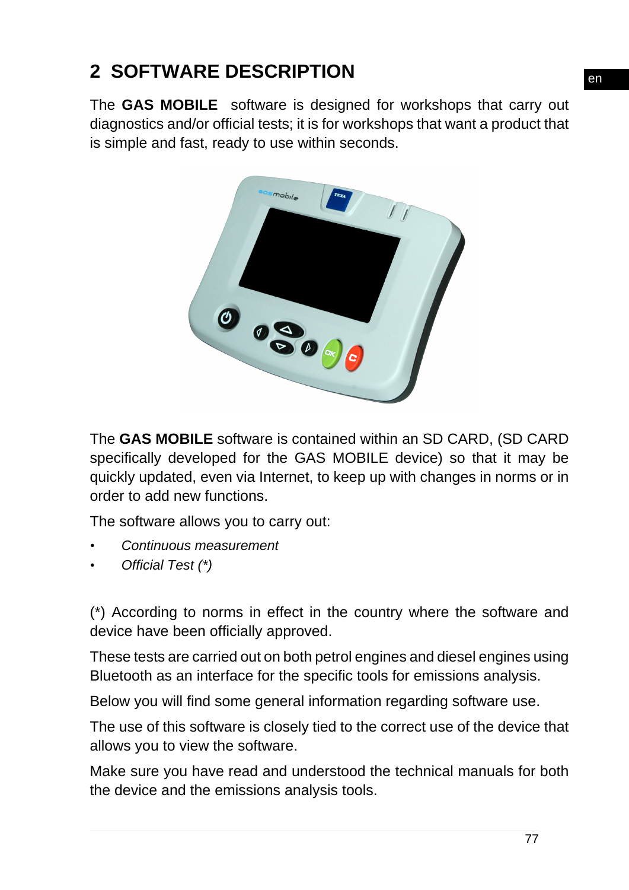## 2 SOFTWARE DESCRIPTION

The **GAS MOBILE** software is designed for workshops that carry out diagnostics and/or official tests; it is for workshops that want a product that is simple and fast, ready to use within seconds.

The **GAS MOBILE** software is contained within an SD CARD, (SD CARD specifically developed for the GAS MOBILE device) so that it may be quickly updated, even via Internet, to keep up with changes in norms or in order to add new functions.

The software allows you to carry out:

- *Continuous measurement*
- *Official Test (*)*

(*) According to norms in effect in the country where the software and device have been officially approved.

These tests are carried out on both petrol engines and diesel engines using Bluetooth as an interface for the specific tools for emissions analysis.

Below you will find some general information regarding software use.

The use of this software is closely tied to the correct use of the device that allows you to view the software.

Make sure you have read and understood the technical manuals for both the device and the emissions analysis tools.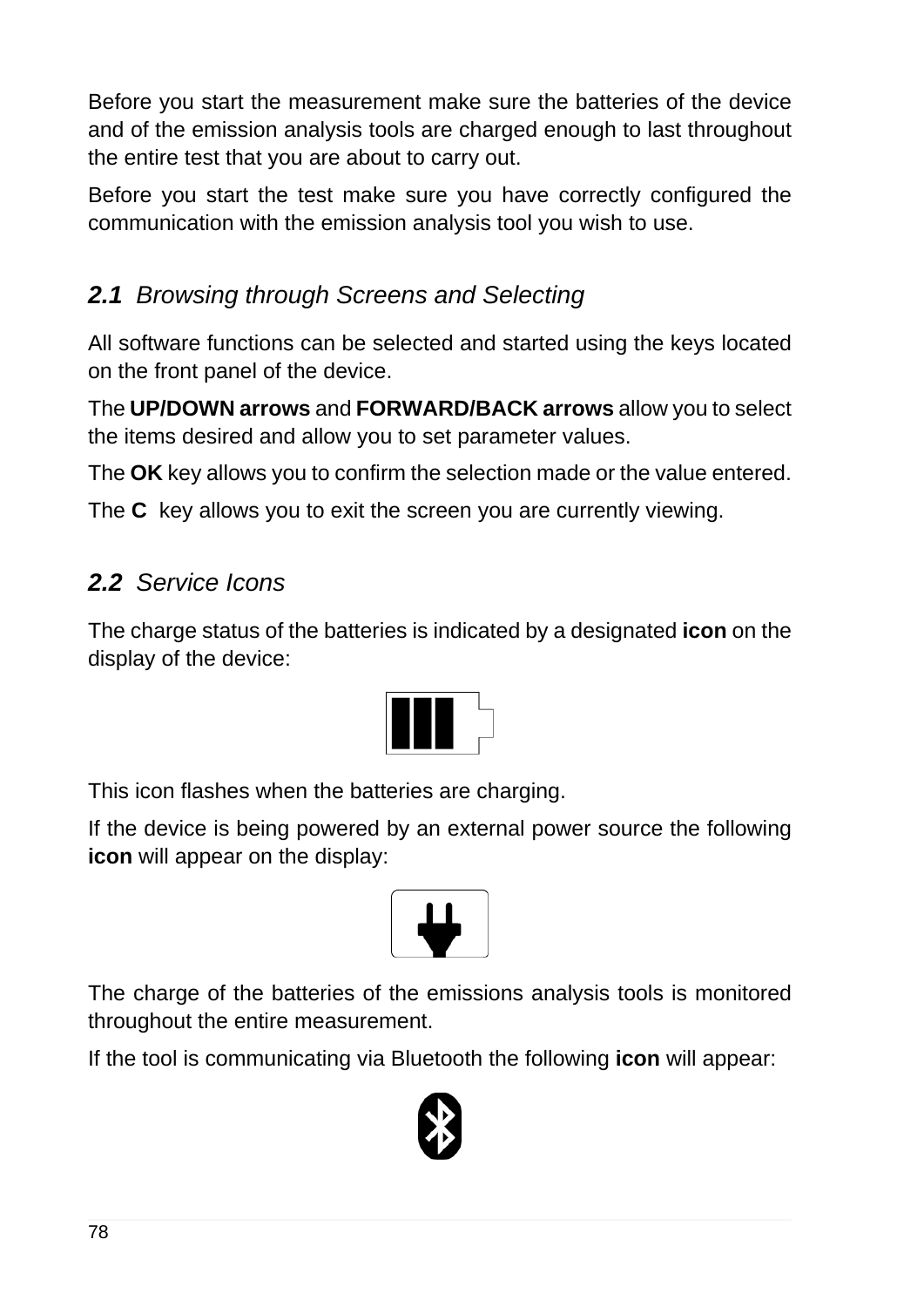Before you start the measurement make sure the batteries of the device and of the emission analysis tools are charged enough to last throughout the entire test that you are about to carry out.

Before you start the test make sure you have correctly configured the communication with the emission analysis tool you wish to use.

## *2.1 Browsing through Screens and Selecting*

All software functions can be selected and started using the keys located on the front panel of the device.

The **UP/DOWN arrows** and **FORWARD/BACK arrows** allow you to select the items desired and allow you to set parameter values.

The **OK** key allows you to confirm the selection made or the value entered.

The **C** key allows you to exit the screen you are currently viewing.

## *2.2 Service Icons*

The charge status of the batteries is indicated by a designated **icon** on the display of the device:

This icon flashes when the batteries are charging.

If the device is being powered by an external power source the following **icon** will appear on the display:

The charge of the batteries of the emissions analysis tools is monitored throughout the entire measurement.

If the tool is communicating via Bluetooth the following **icon** will appear: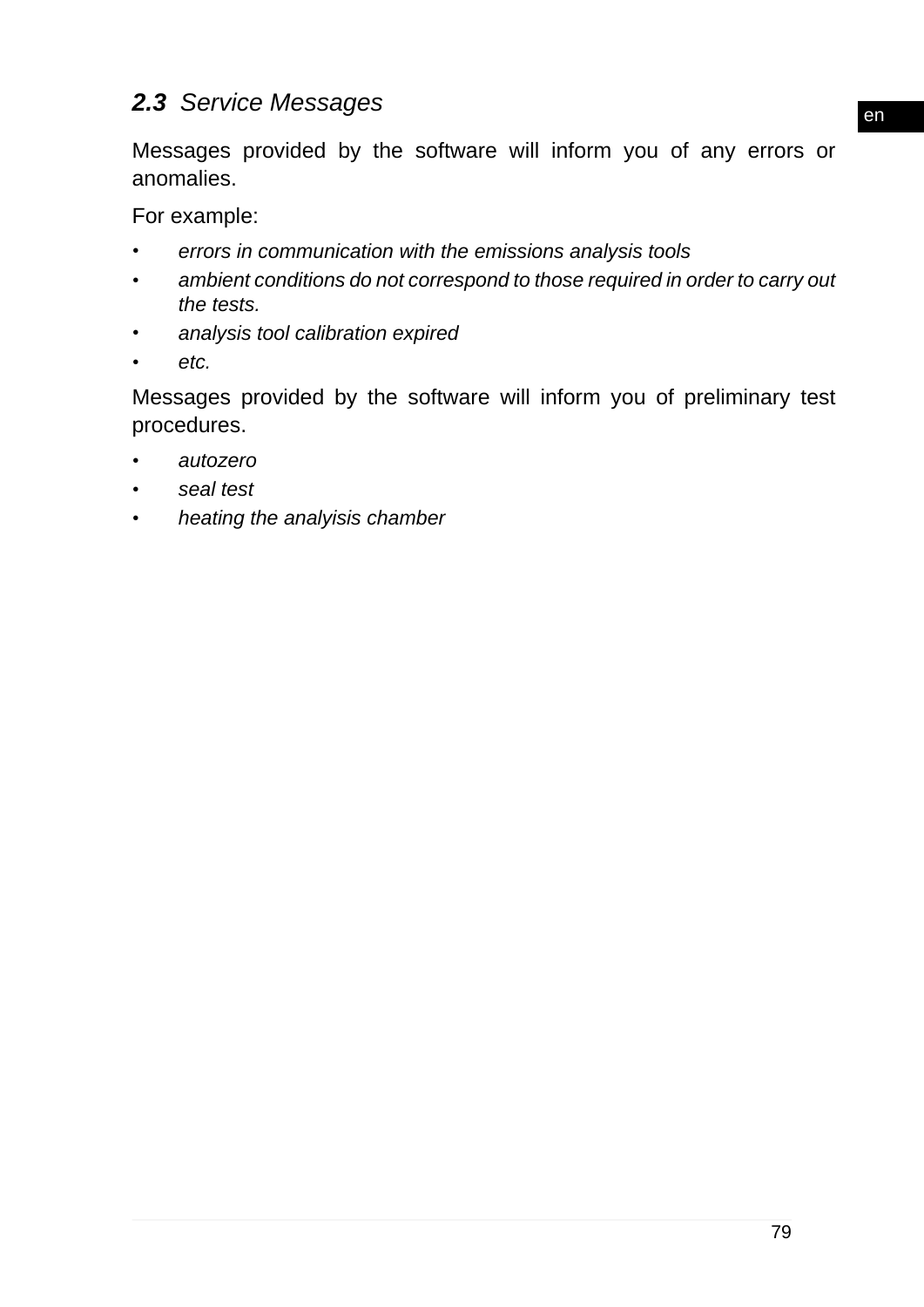## **2.3** *Service Messages*

Messages provided by the software will inform you of any errors or anomalies.

For example:

- *errors in communication with the emissions analysis tools*
- *ambient conditions do not correspond to those required in order to carry out the tests.*
- *analysis tool calibration expired*
- *etc.*

Messages provided by the software will inform you of preliminary test procedures.

- *autozero*
- *seal test*
- *heating the analyisis chamber*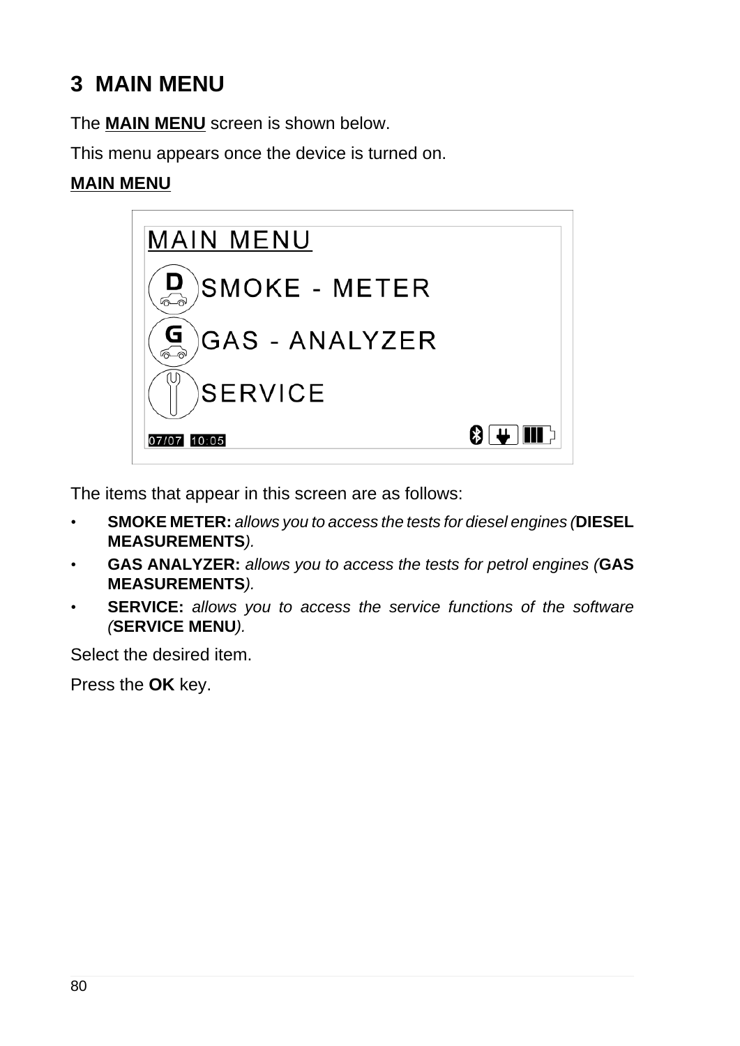# 3 MAIN MENU

The **MAIN MENU** screen is shown below.

This menu appears once the device is turned on.

**MAIN MENU**

The items that appear in this screen are as follows:

- **SMOKE METER:** *allows you to access the tests for diesel engines (***DIESEL MEASUREMENTS***).*
- **GAS ANALYZER:** *allows you to access the tests for petrol engines (***GAS MEASUREMENTS***).*
- **SERVICE:** *allows you to access the service functions of the software (***SERVICE MENU***).*

Select the desired item.

Press the **OK** key.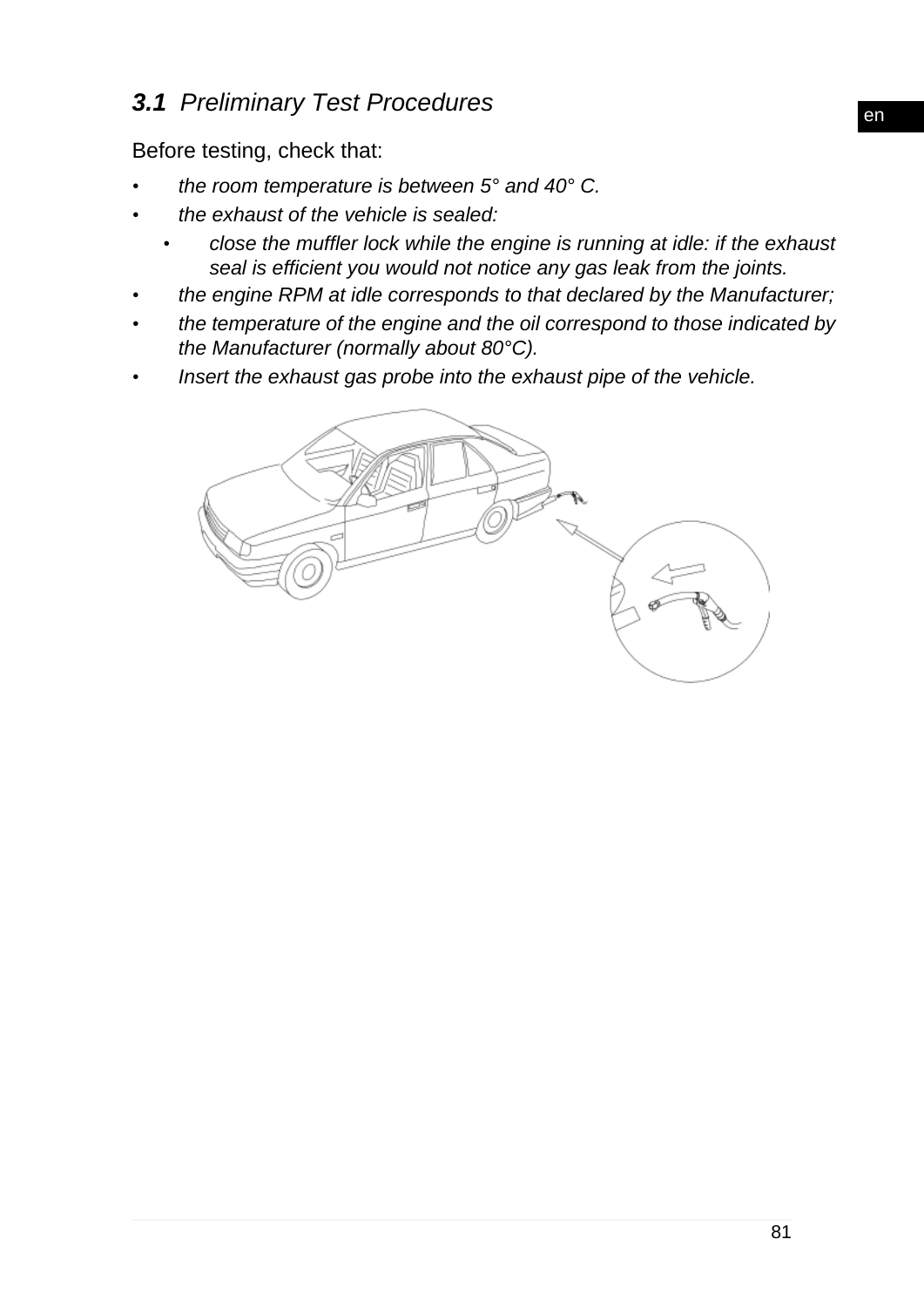## ***3.1*** *Preliminary Test Procedures*

Before testing, check that:

- *the room temperature is between 5° and 40° C.*
- *the exhaust of the vehicle is sealed:*
  - *close the muffler lock while the engine is running at idle: if the exhaust seal is efficient you would not notice any gas leak from the joints.*
- *the engine RPM at idle corresponds to that declared by the Manufacturer;*
- *the temperature of the engine and the oil correspond to those indicated by the Manufacturer (normally about 80°C).*
- *Insert the exhaust gas probe into the exhaust pipe of the vehicle.*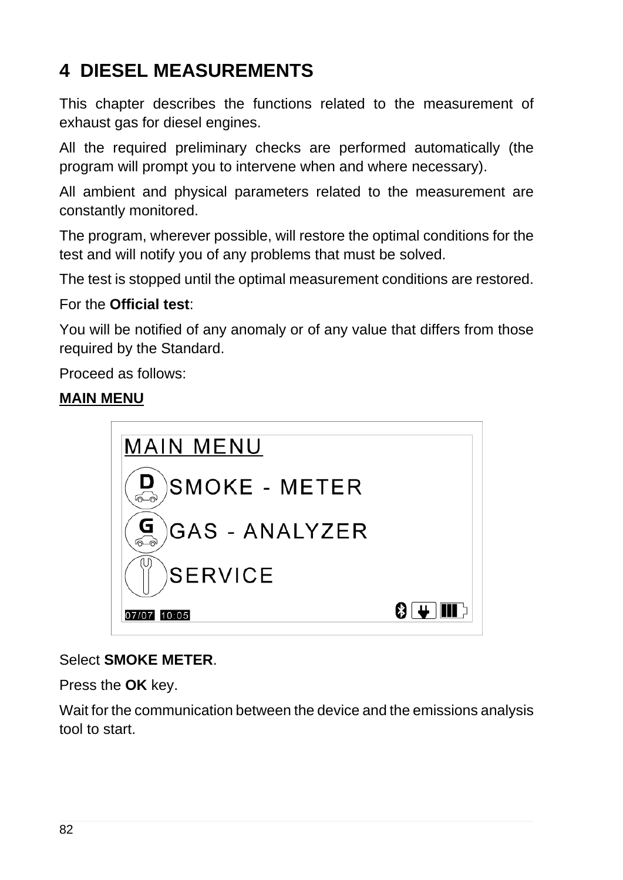# 4 DIESEL MEASUREMENTS

This chapter describes the functions related to the measurement of exhaust gas for diesel engines.

All the required preliminary checks are performed automatically (the program will prompt you to intervene when and where necessary).

All ambient and physical parameters related to the measurement are constantly monitored.

The program, wherever possible, will restore the optimal conditions for the test and will notify you of any problems that must be solved.

The test is stopped until the optimal measurement conditions are restored.

For the **Official test**:

You will be notified of any anomaly or of any value that differs from those required by the Standard.

Proceed as follows:

**MAIN MENU**

Select **SMOKE METER**.

Press the **OK** key.

Wait for the communication between the device and the emissions analysis tool to start.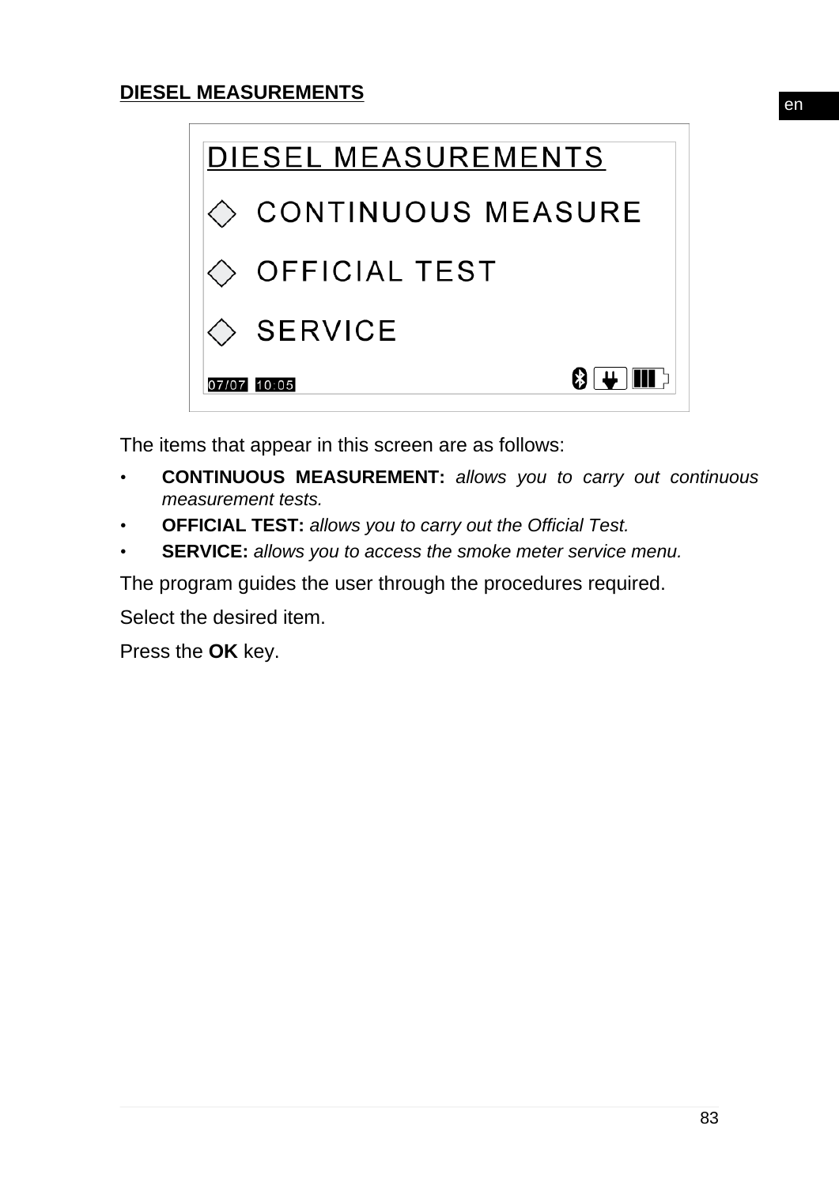## DIESEL MEASUREMENTS

DIESEL MEASUREMENTS

◇ CONTINUOUS MEASURE

◇ OFFICIAL TEST

◇ SERVICE

07/07 10:05

The items that appear in this screen are as follows:

- **CONTINUOUS MEASUREMENT:** *allows you to carry out continuous measurement tests.*
- **OFFICIAL TEST:** *allows you to carry out the Official Test.*
- **SERVICE:** *allows you to access the smoke meter service menu.*

The program guides the user through the procedures required.

Select the desired item.

Press the **OK** key.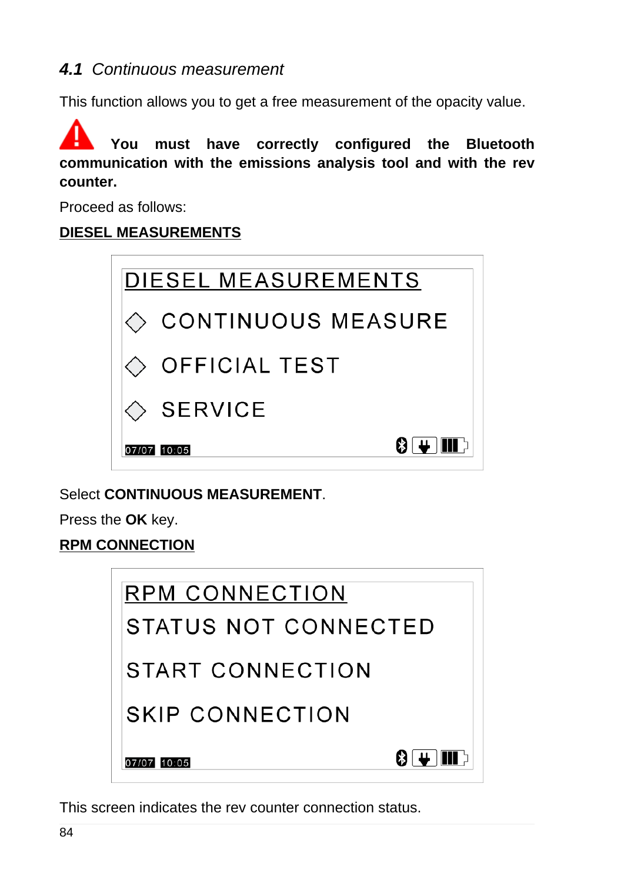### *4.1 Continuous measurement*

This function allows you to get a free measurement of the opacity value.

⚠ **You must have correctly configured the Bluetooth communication with the emissions analysis tool and with the rev counter.**

Proceed as follows:

**DIESEL MEASUREMENTS**

```
DIESEL MEASUREMENTS
◇ CONTINUOUS MEASURE
◇ OFFICIAL TEST
◇ SERVICE
07/07 10:05
```

Select **CONTINUOUS MEASUREMENT**.

Press the **OK** key.

**RPM CONNECTION**

```
RPM CONNECTION
STATUS NOT CONNECTED
START CONNECTION
SKIP CONNECTION
07/07 10:05
```

This screen indicates the rev counter connection status.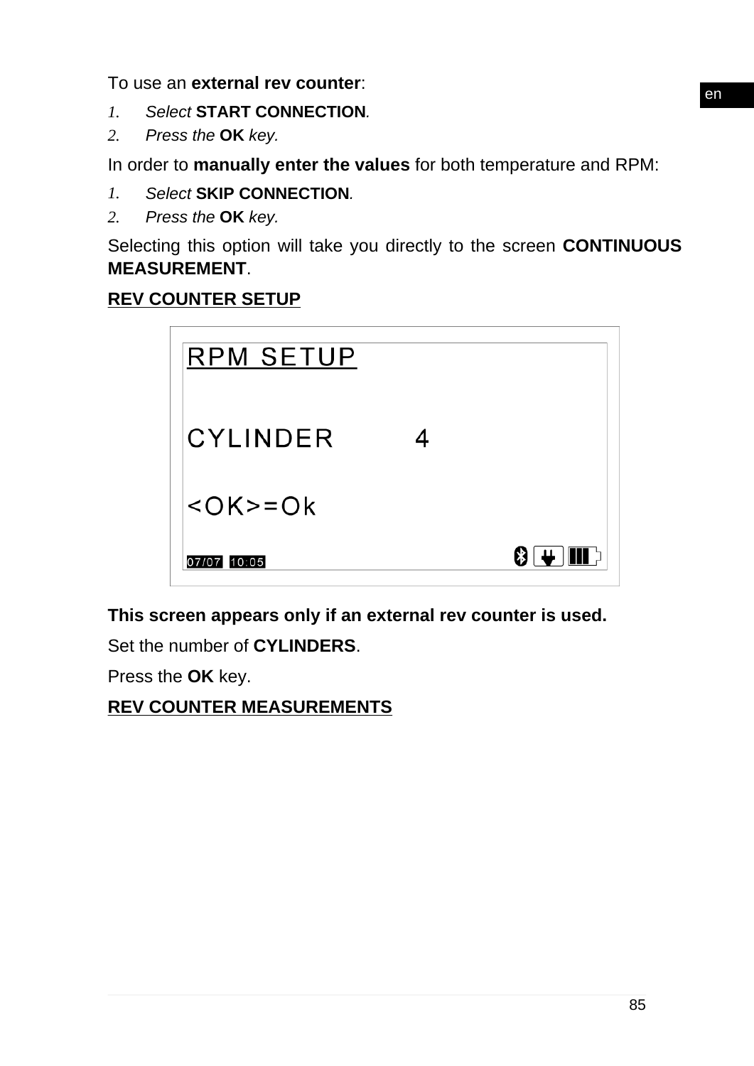To use an **external rev counter**:

1. *Select* **START CONNECTION***.*
2. *Press the* **OK** *key.*

In order to **manually enter the values** for both temperature and RPM:

1. *Select* **SKIP CONNECTION***.*
2. *Press the* **OK** *key.*

Selecting this option will take you directly to the screen **CONTINUOUS MEASUREMENT**.

**REV COUNTER SETUP**

```
RPM SETUP

CYLINDER        4

<OK>=Ok

07/07  10:05
```

**This screen appears only if an external rev counter is used.**

Set the number of **CYLINDERS**.

Press the **OK** key.

**REV COUNTER MEASUREMENTS**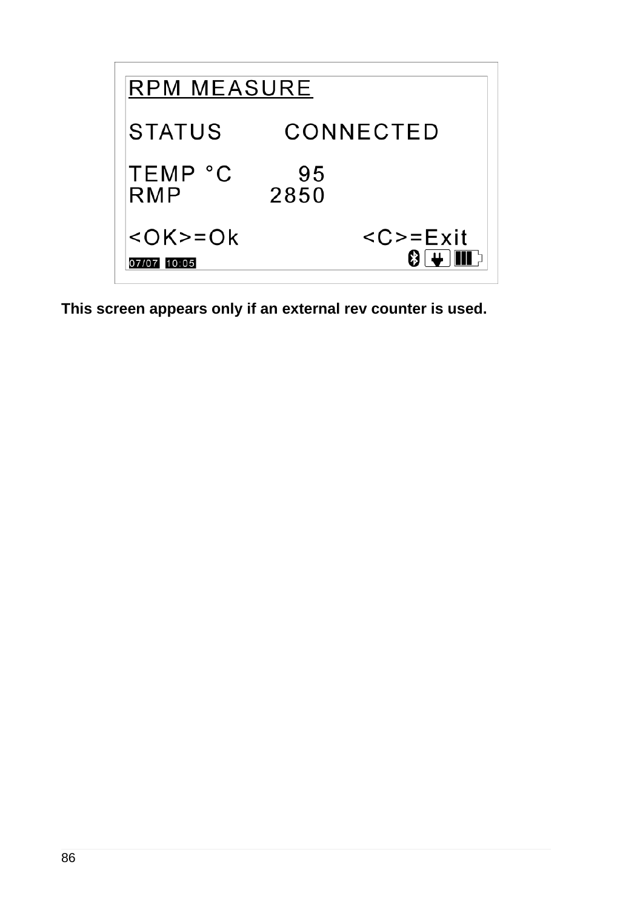```
RPM MEASURE

STATUS        CONNECTED

TEMP °C          95
RMP            2850

<OK>=Ok              <C>=Exit
07/07 10:05
```

**This screen appears only if an external rev counter is used.**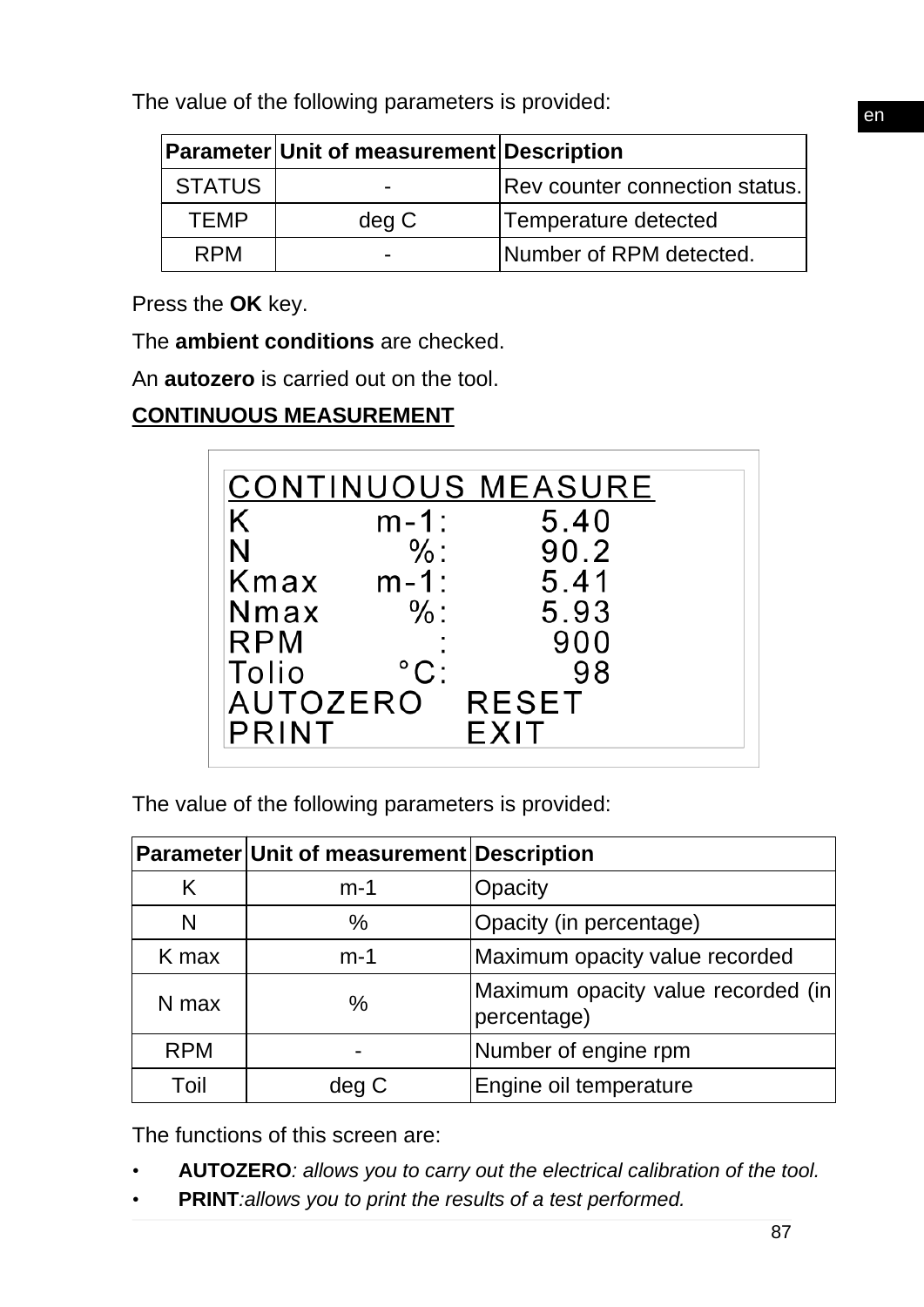The value of the following parameters is provided:

| Parameter | Unit of measurement | Description |
|---|---|---|
| STATUS | - | Rev counter connection status. |
| TEMP | deg C | Temperature detected |
| RPM | - | Number of RPM detected. |

Press the **OK** key.

The **ambient conditions** are checked.

An **autozero** is carried out on the tool.

**CONTINUOUS MEASUREMENT**

```
CONTINUOUS MEASURE
K          m-1:      5.40
N            %:      90.2
Kmax       m-1:      5.41
Nmax         %:      5.93
RPM           :       900
Tolio       °C:        98
AUTOZERO    RESET
PRINT       EXIT
```

The value of the following parameters is provided:

| Parameter | Unit of measurement | Description |
|---|---|---|
| K | m-1 | Opacity |
| N | % | Opacity (in percentage) |
| K max | m-1 | Maximum opacity value recorded |
| N max | % | Maximum opacity value recorded (in percentage) |
| RPM | - | Number of engine rpm |
| Toil | deg C | Engine oil temperature |

The functions of this screen are:

- **AUTOZERO**: *allows you to carry out the electrical calibration of the tool.*
- **PRINT**:*allows you to print the results of a test performed.*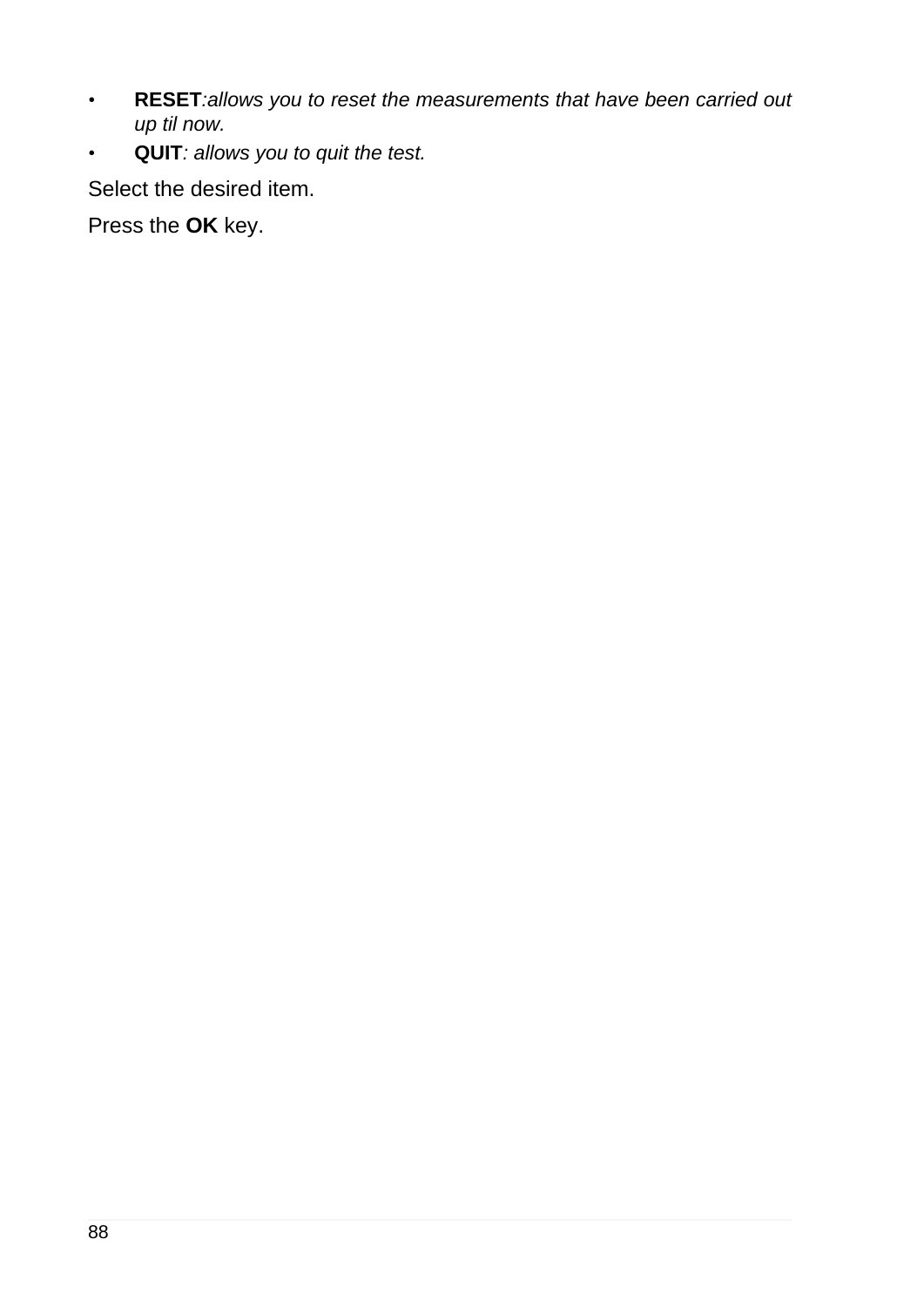- **RESET**:*allows you to reset the measurements that have been carried out up til now.*
- **QUIT**: *allows you to quit the test.*

Select the desired item.

Press the **OK** key.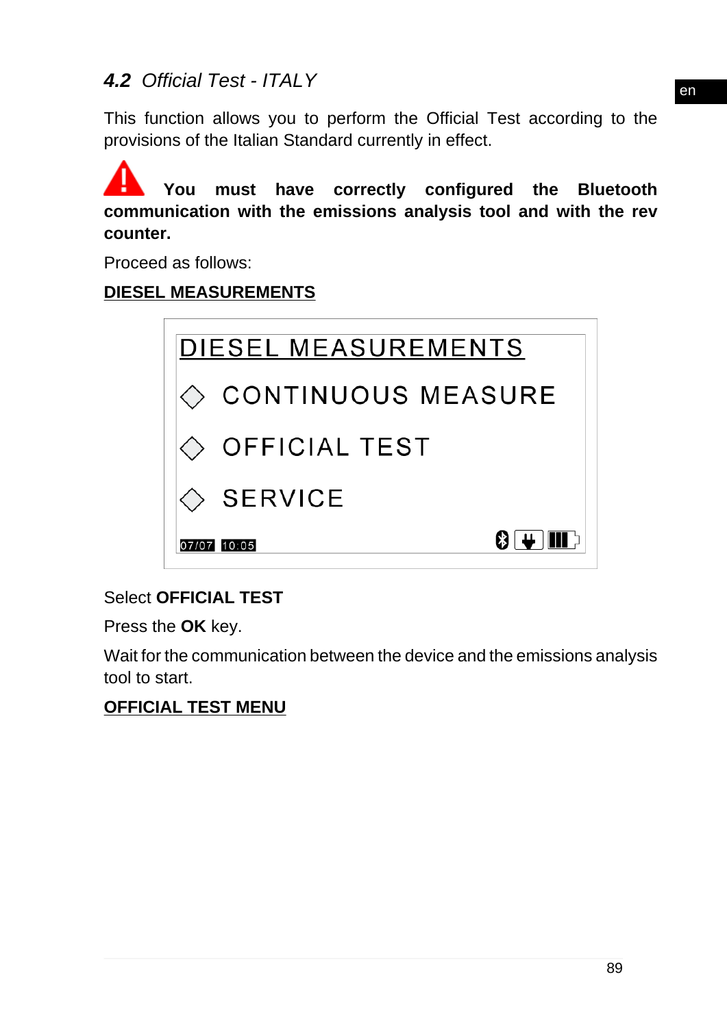## 4.2 *Official Test - ITALY*

This function allows you to perform the Official Test according to the provisions of the Italian Standard currently in effect.

**You must have correctly configured the Bluetooth communication with the emissions analysis tool and with the rev counter.**

Proceed as follows:

**DIESEL MEASUREMENTS**

```
DIESEL MEASUREMENTS
◇ CONTINUOUS MEASURE
◇ OFFICIAL TEST
◇ SERVICE
07/07 10:05
```

Select **OFFICIAL TEST**

Press the **OK** key.

Wait for the communication between the device and the emissions analysis tool to start.

**OFFICIAL TEST MENU**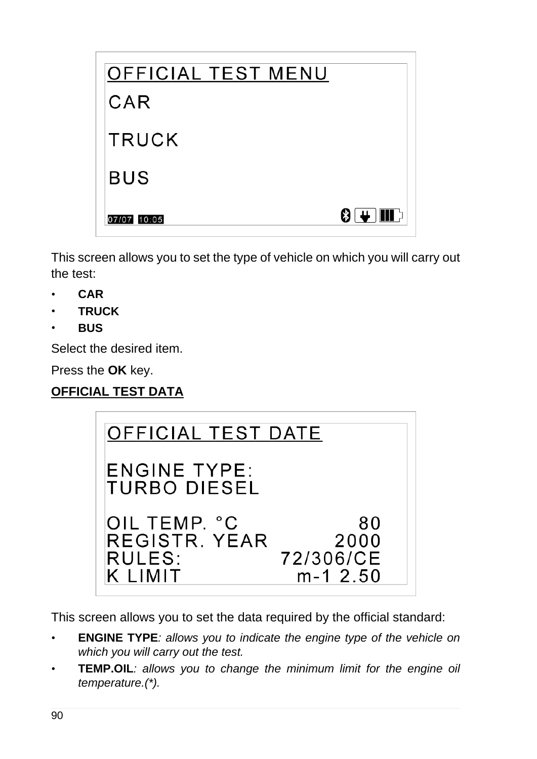```
OFFICIAL TEST MENU
CAR

TRUCK

BUS

07/07 10:05
```

This screen allows you to set the type of vehicle on which you will carry out the test:

- **CAR**
- **TRUCK**
- **BUS**

Select the desired item.

Press the **OK** key.

**OFFICIAL TEST DATA**

```
OFFICIAL TEST DATE

ENGINE TYPE:
TURBO DIESEL

OIL TEMP. °C                 80
REGISTR. YEAR              2000
RULES:                72/306/CE
K LIMIT                m-1 2.50
```

This screen allows you to set the data required by the official standard:

- **ENGINE TYPE**: *allows you to indicate the engine type of the vehicle on which you will carry out the test.*
- **TEMP.OIL**: *allows you to change the minimum limit for the engine oil temperature.(*).*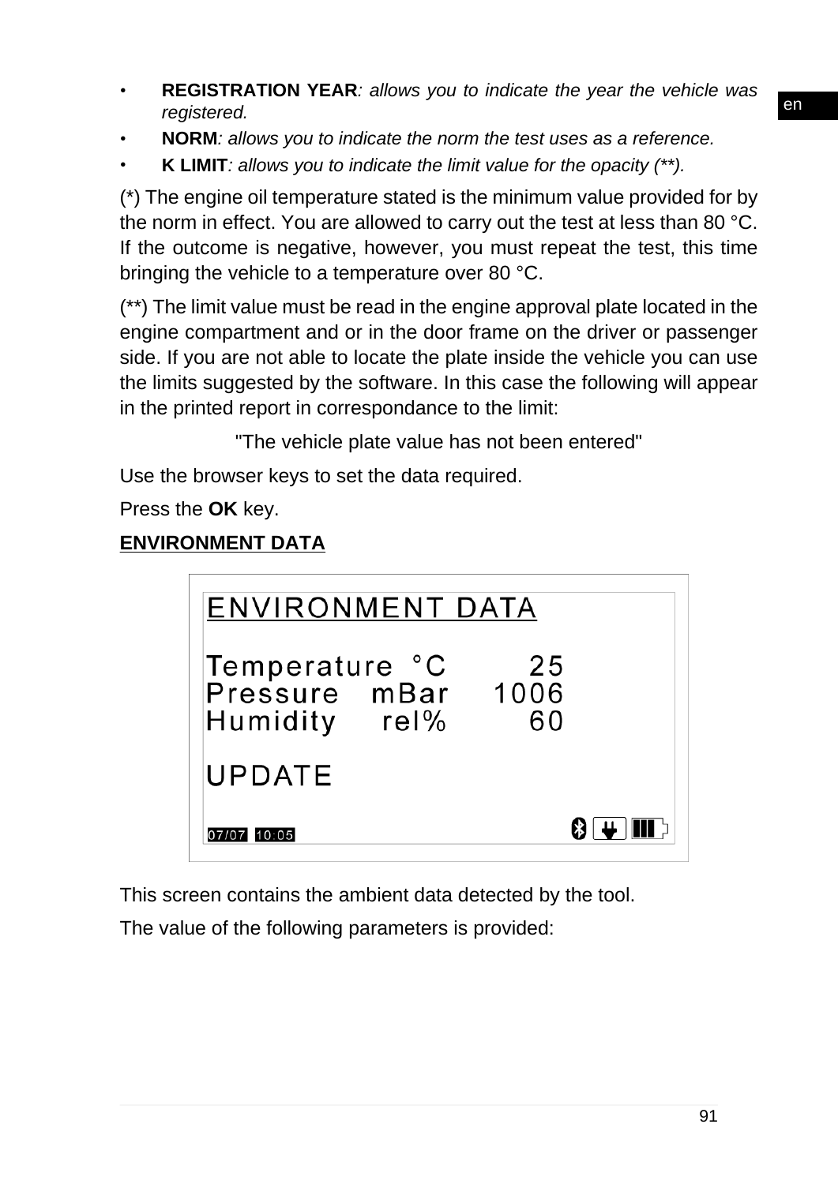- **REGISTRATION YEAR**: *allows you to indicate the year the vehicle was registered.*
- **NORM**: *allows you to indicate the norm the test uses as a reference.*
- **K LIMIT**: *allows you to indicate the limit value for the opacity (**).*

(*) The engine oil temperature stated is the minimum value provided for by the norm in effect. You are allowed to carry out the test at less than 80 °C. If the outcome is negative, however, you must repeat the test, this time bringing the vehicle to a temperature over 80 °C.

(**) The limit value must be read in the engine approval plate located in the engine compartment and or in the door frame on the driver or passenger side. If you are not able to locate the plate inside the vehicle you can use the limits suggested by the software. In this case the following will appear in the printed report in correspondance to the limit:

"The vehicle plate value has not been entered"

Use the browser keys to set the data required.

Press the **OK** key.

**ENVIRONMENT DATA**

```
ENVIRONMENT DATA

Temperature °C        25
Pressure   mBar     1006
Humidity    rel%      60

UPDATE

07/07  10:05
```

This screen contains the ambient data detected by the tool.

The value of the following parameters is provided: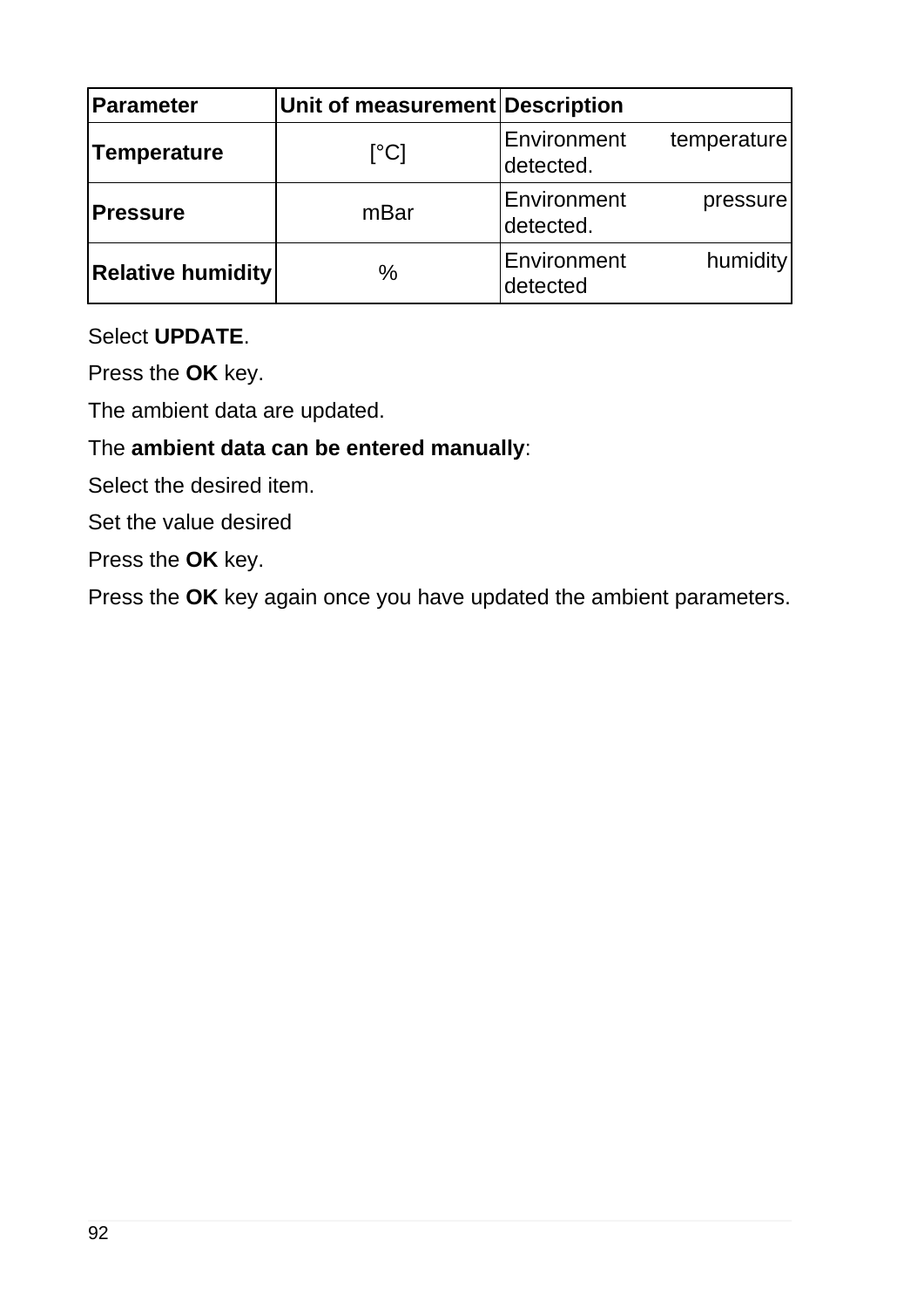| Parameter | Unit of measurement | Description |
|---|---|---|
| **Temperature** | [°C] | Environment temperature detected. |
| **Pressure** | mBar | Environment pressure detected. |
| **Relative humidity** | % | Environment humidity detected |

Select **UPDATE**.

Press the **OK** key.

The ambient data are updated.

The **ambient data can be entered manually**:

Select the desired item.

Set the value desired

Press the **OK** key.

Press the **OK** key again once you have updated the ambient parameters.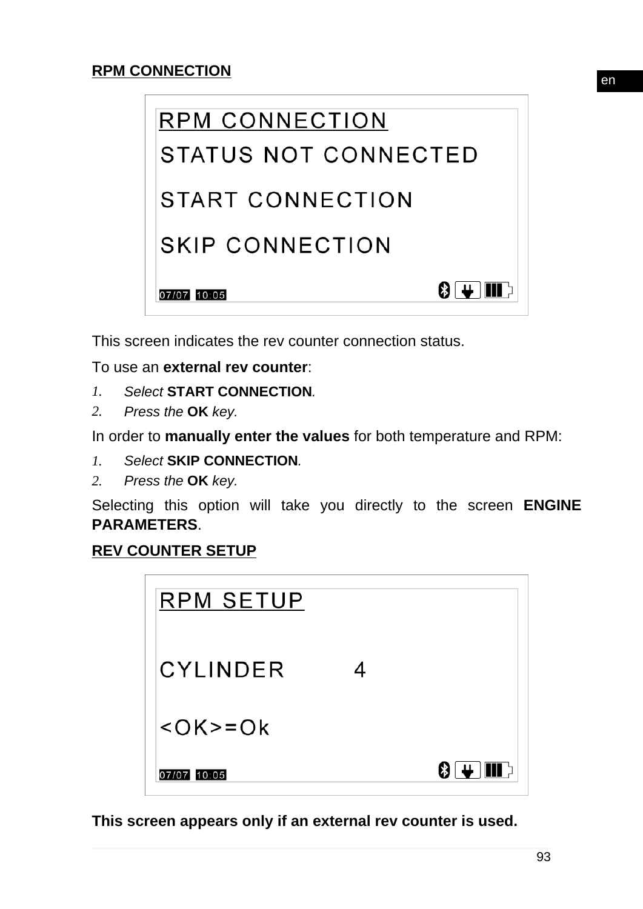**RPM CONNECTION**

```
RPM CONNECTION
STATUS NOT CONNECTED

START CONNECTION

SKIP CONNECTION

07/07 10:05
```

This screen indicates the rev counter connection status.

To use an **external rev counter**:

1. *Select* **START CONNECTION**.
2. *Press the* **OK** *key.*

In order to **manually enter the values** for both temperature and RPM:

1. *Select* **SKIP CONNECTION**.
2. *Press the* **OK** *key.*

Selecting this option will take you directly to the screen **ENGINE PARAMETERS**.

**REV COUNTER SETUP**

```
RPM SETUP


CYLINDER        4


<OK>=Ok

07/07 10:05
```

**This screen appears only if an external rev counter is used.**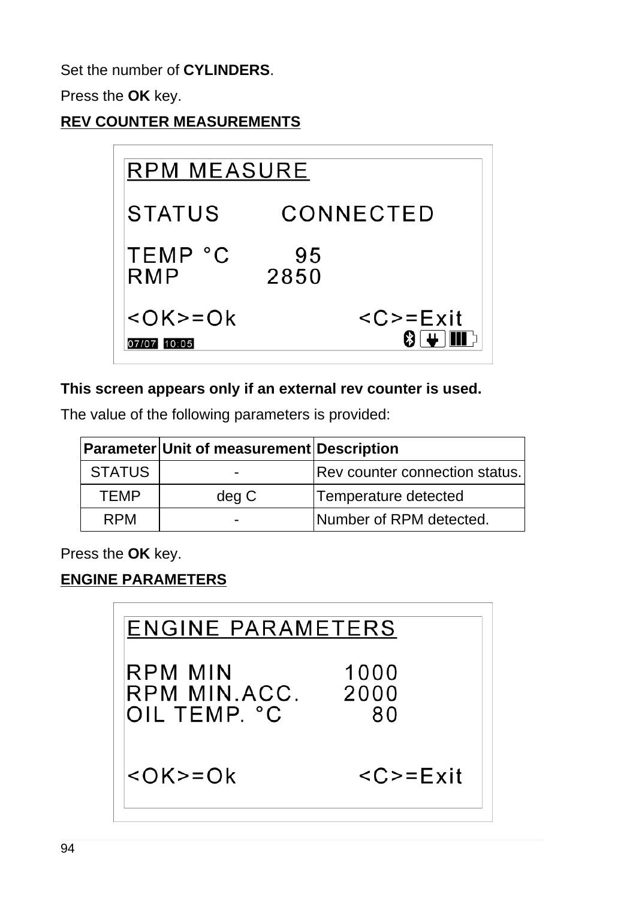Set the number of **CYLINDERS**.

Press the **OK** key.

**REV COUNTER MEASUREMENTS**

```
RPM MEASURE

STATUS        CONNECTED

TEMP °C          95
RMP            2850

<OK>=Ok              <C>=Exit
07/07 10:05
```

**This screen appears only if an external rev counter is used.**

The value of the following parameters is provided:

| Parameter | Unit of measurement | Description |
|---|---|---|
| STATUS | - | Rev counter connection status. |
| TEMP | deg C | Temperature detected |
| RPM | - | Number of RPM detected. |

Press the **OK** key.

**ENGINE PARAMETERS**

```
ENGINE PARAMETERS

RPM MIN              1000
RPM MIN.ACC.         2000
OIL TEMP. °C           80

<OK>=Ok              <C>=Exit
```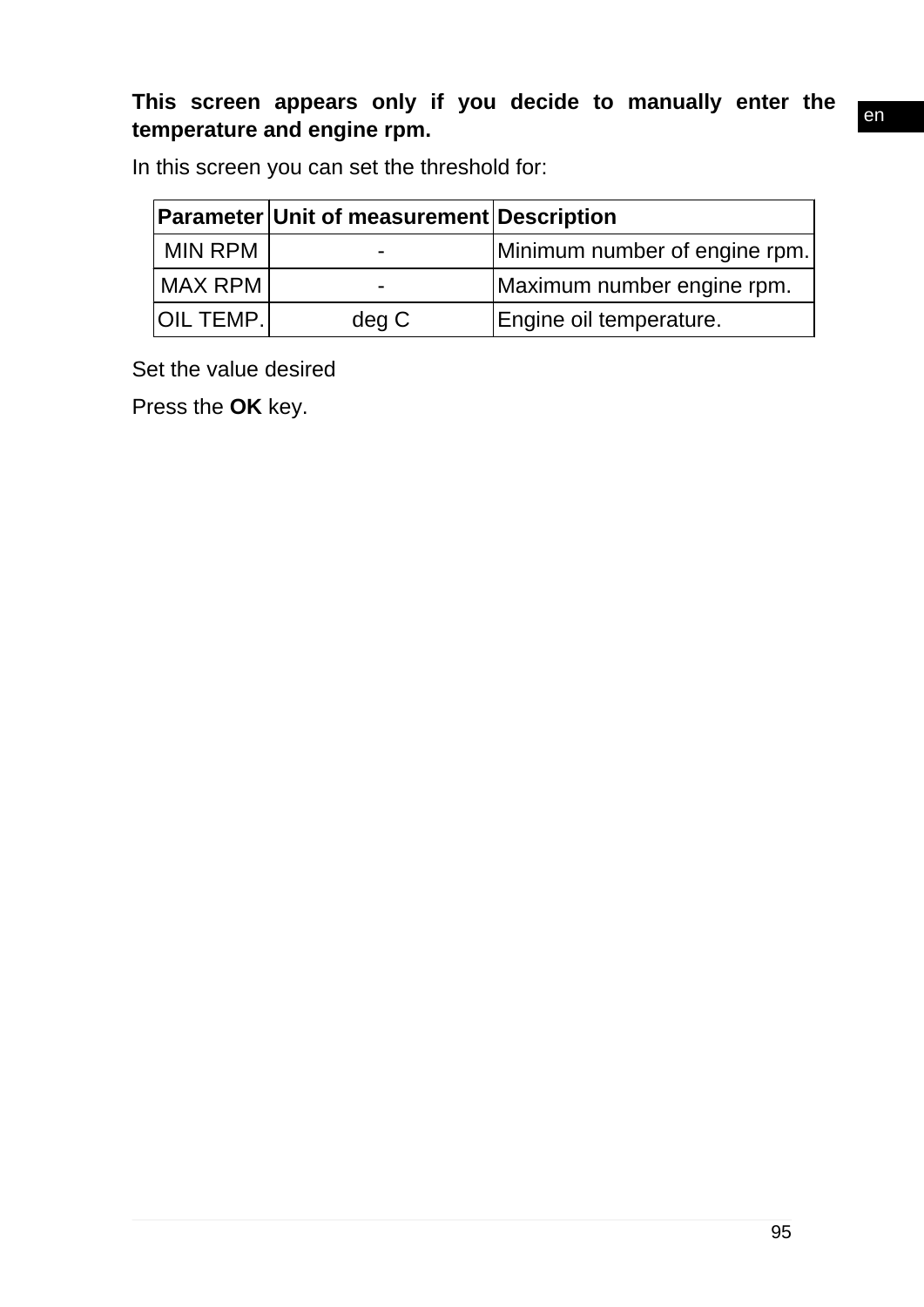**This screen appears only if you decide to manually enter the temperature and engine rpm.**

In this screen you can set the threshold for:

| Parameter | Unit of measurement | Description |
|---|---|---|
| MIN RPM | - | Minimum number of engine rpm. |
| MAX RPM | - | Maximum number engine rpm. |
| OIL TEMP. | deg C | Engine oil temperature. |

Set the value desired

Press the **OK** key.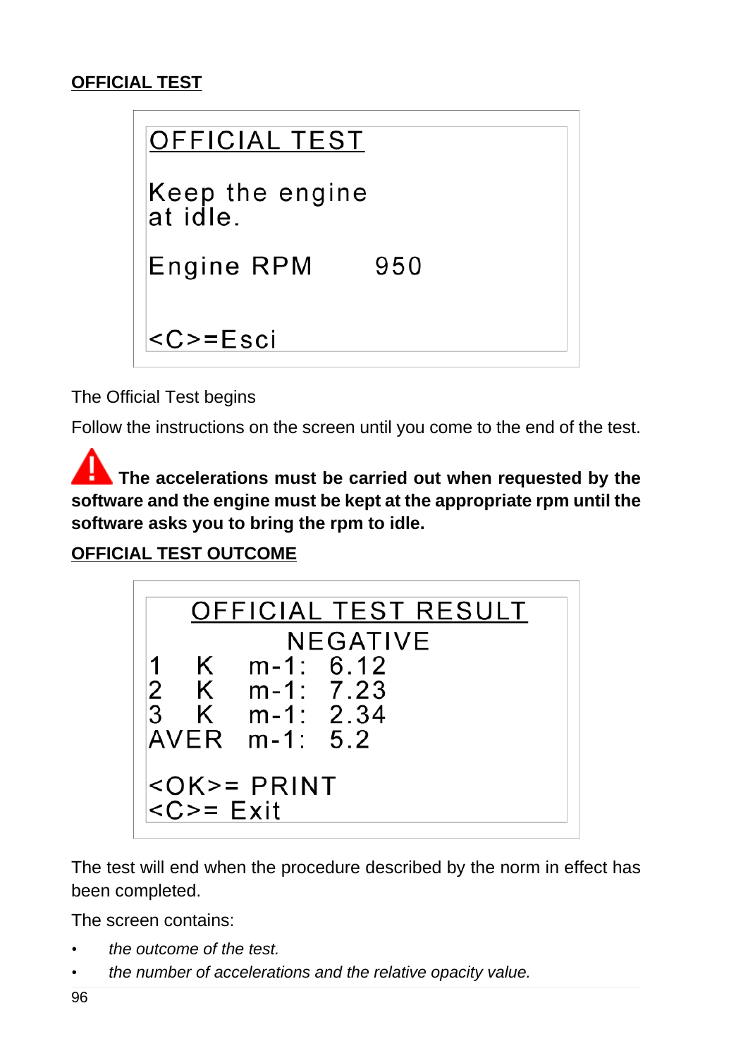## OFFICIAL TEST

```
OFFICIAL TEST

Keep the engine
at idle.

Engine RPM       950


<C>=Esci
```

The Official Test begins

Follow the instructions on the screen until you come to the end of the test.

**The accelerations must be carried out when requested by the software and the engine must be kept at the appropriate rpm until the software asks you to bring the rpm to idle.**

## OFFICIAL TEST OUTCOME

```
    OFFICIAL TEST RESULT
          NEGATIVE
1    K    m-1:  6.12
2    K    m-1:  7.23
3    K    m-1:  2.34
AVER      m-1:  5.2

<OK>= PRINT
<C>= Exit
```

The test will end when the procedure described by the norm in effect has been completed.

The screen contains:

- *the outcome of the test.*
- *the number of accelerations and the relative opacity value.*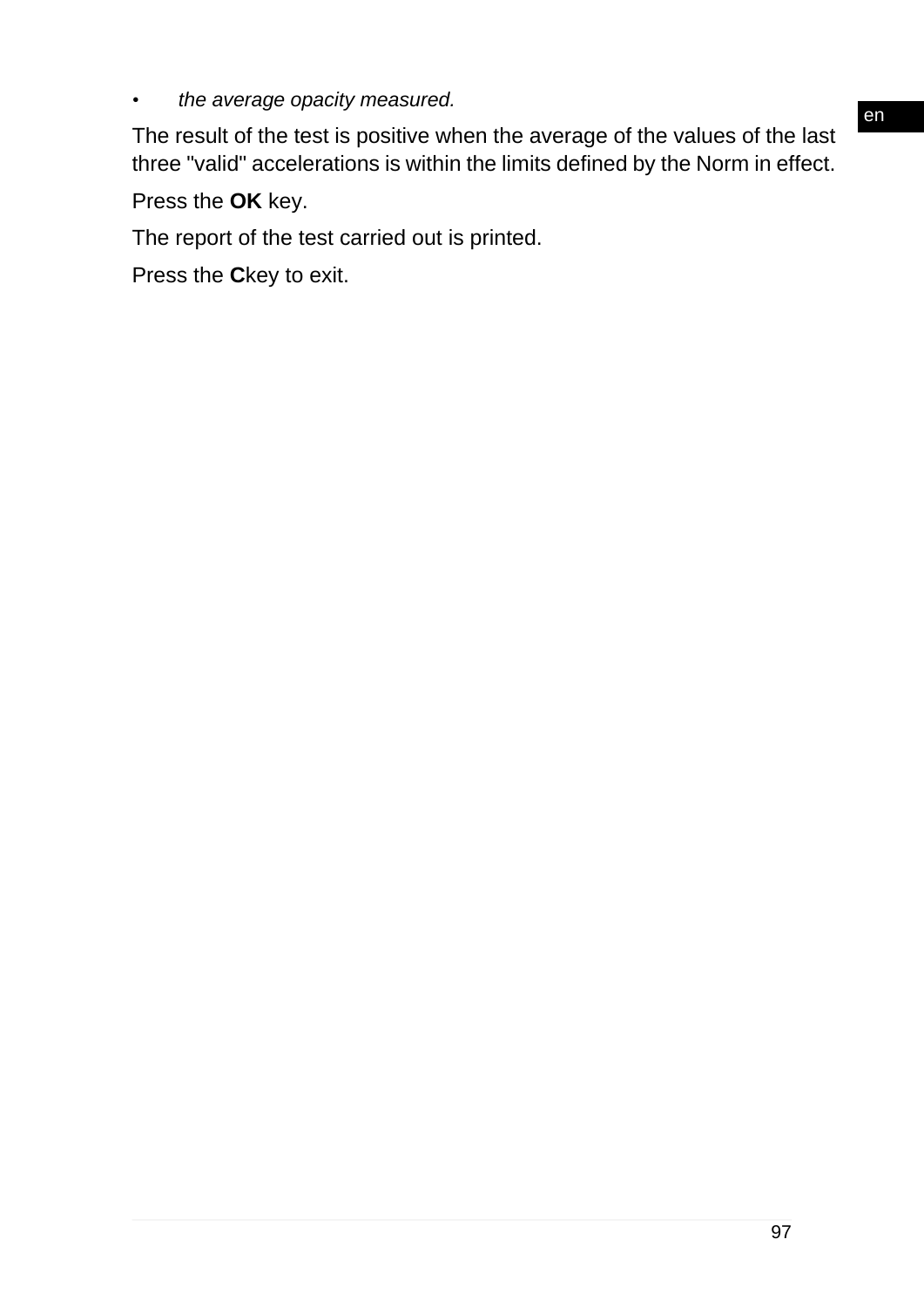- *the average opacity measured.*

The result of the test is positive when the average of the values of the last three "valid" accelerations is within the limits defined by the Norm in effect.

Press the **OK** key.

The report of the test carried out is printed.

Press the **C**key to exit.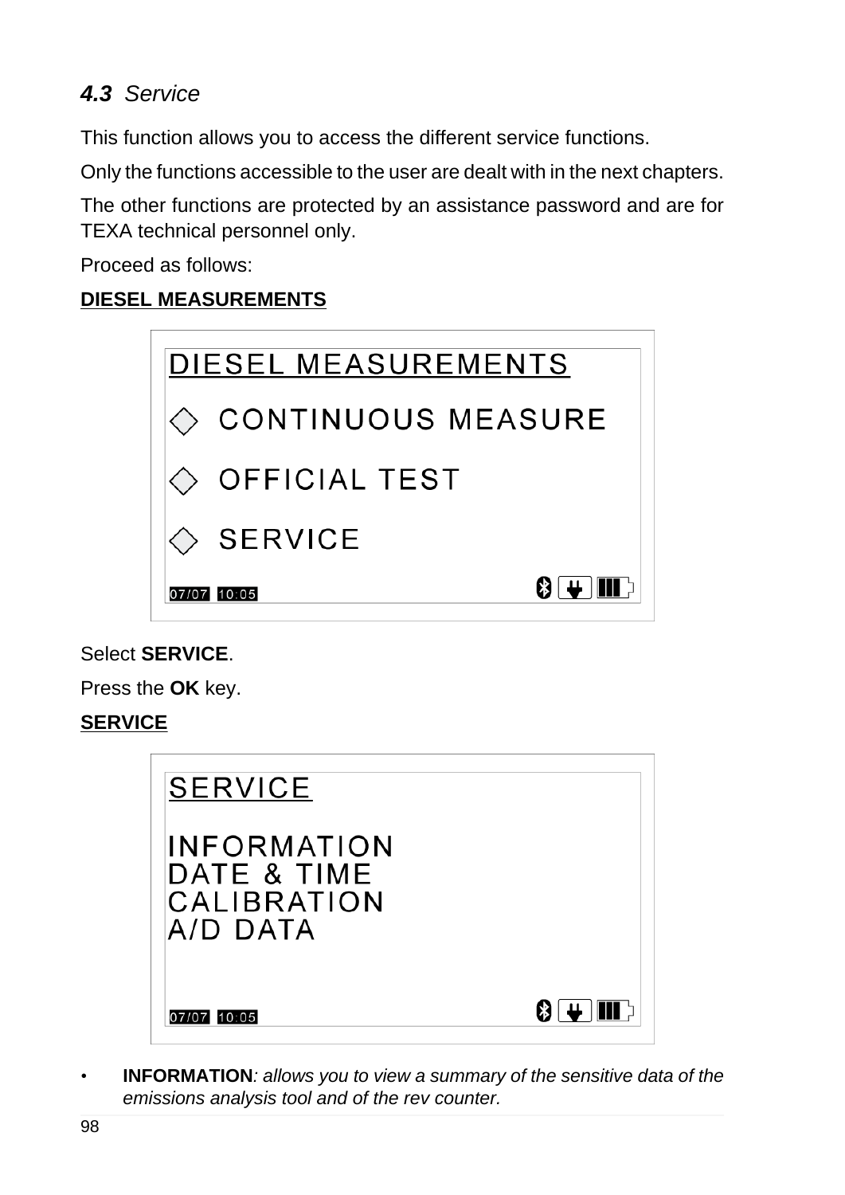## 4.3 Service

This function allows you to access the different service functions.

Only the functions accessible to the user are dealt with in the next chapters.

The other functions are protected by an assistance password and are for TEXA technical personnel only.

Proceed as follows:

**DIESEL MEASUREMENTS**

DIESEL MEASUREMENTS

◇ CONTINUOUS MEASURE

◇ OFFICIAL TEST

◇ SERVICE

07/07 10:05

Select **SERVICE**.

Press the **OK** key.

**SERVICE**

SERVICE

INFORMATION
DATE & TIME
CALIBRATION
A/D DATA

07/07 10:05

- **INFORMATION**: *allows you to view a summary of the sensitive data of the emissions analysis tool and of the rev counter.*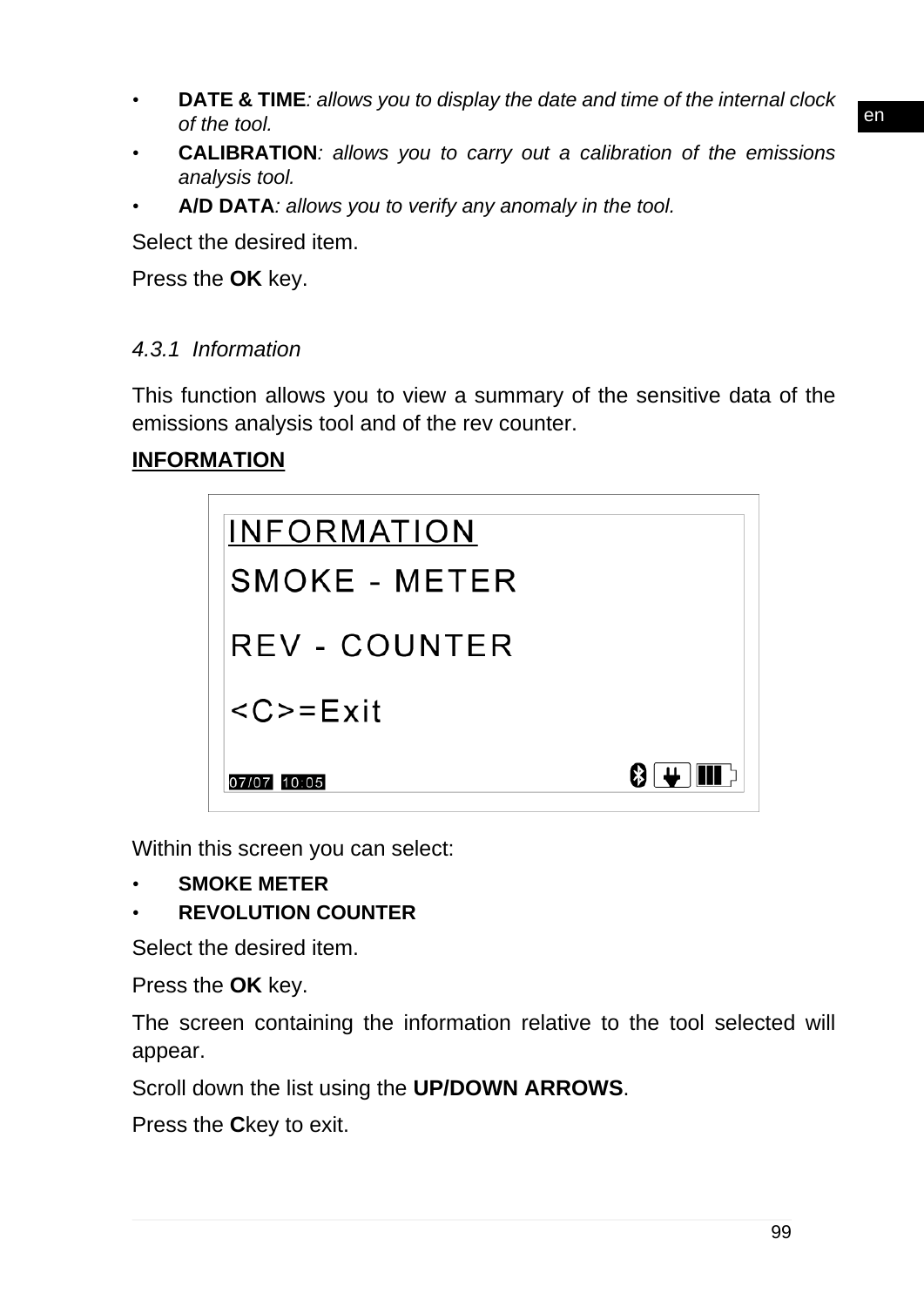- **DATE & TIME**: *allows you to display the date and time of the internal clock of the tool.*
- **CALIBRATION**: *allows you to carry out a calibration of the emissions analysis tool.*
- **A/D DATA**: *allows you to verify any anomaly in the tool.*

Select the desired item.

Press the **OK** key.

### *4.3.1 Information*

This function allows you to view a summary of the sensitive data of the emissions analysis tool and of the rev counter.

**INFORMATION**

```
INFORMATION
SMOKE - METER

REV - COUNTER

<C>=Exit

07/07 10:05
```

Within this screen you can select:

- **SMOKE METER**
- **REVOLUTION COUNTER**

Select the desired item.

Press the **OK** key.

The screen containing the information relative to the tool selected will appear.

Scroll down the list using the **UP/DOWN ARROWS**.

Press the **C**key to exit.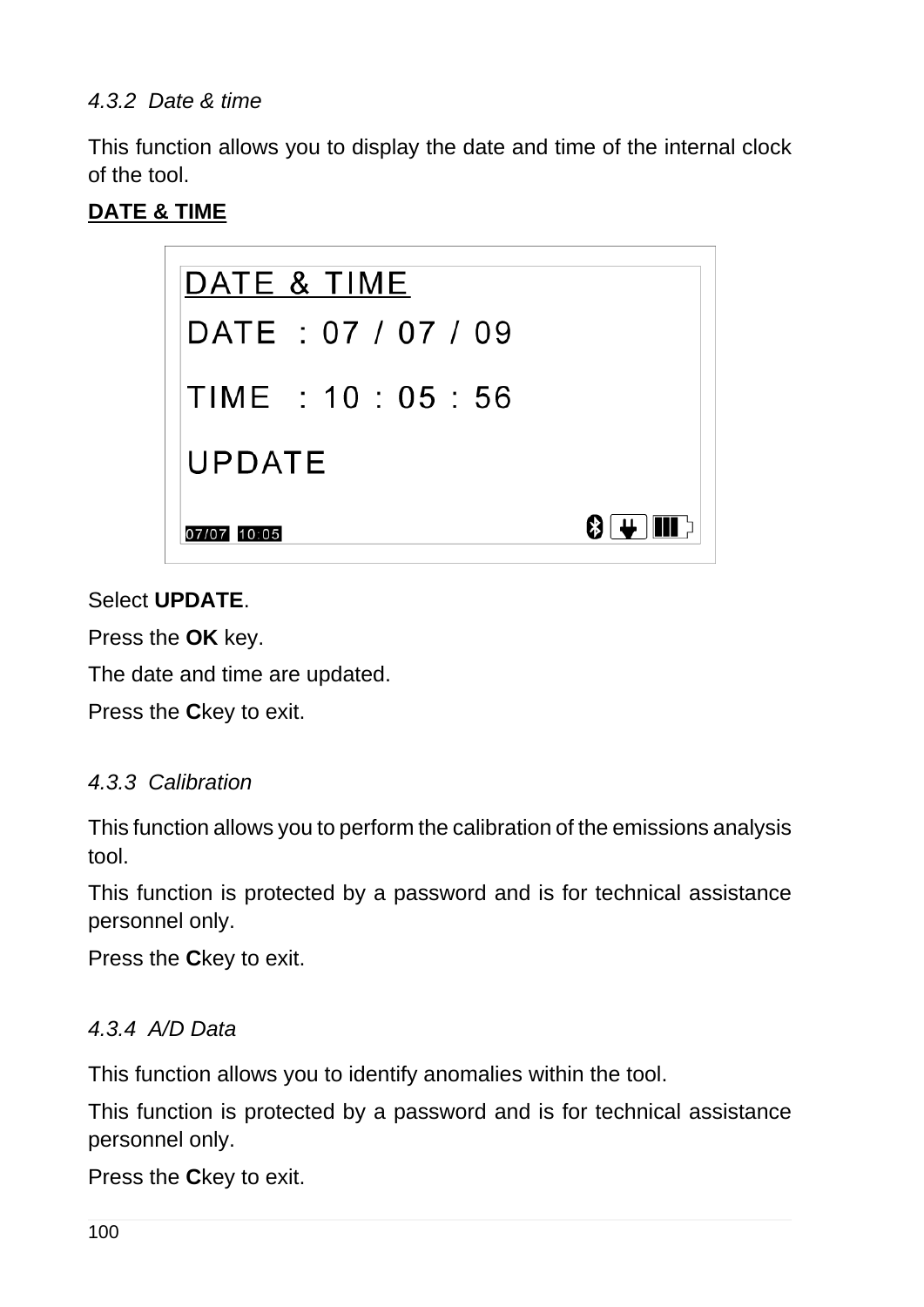### *4.3.2 Date & time*

This function allows you to display the date and time of the internal clock of the tool.

**DATE & TIME**

```
DATE & TIME
DATE  : 07 / 07 / 09

TIME  : 10 : 05 : 56

UPDATE

07/07  10:05
```

Select **UPDATE**.

Press the **OK** key.

The date and time are updated.

Press the **C**key to exit.

### *4.3.3 Calibration*

This function allows you to perform the calibration of the emissions analysis tool.

This function is protected by a password and is for technical assistance personnel only.

Press the **C**key to exit.

### *4.3.4 A/D Data*

This function allows you to identify anomalies within the tool.

This function is protected by a password and is for technical assistance personnel only.

Press the **C**key to exit.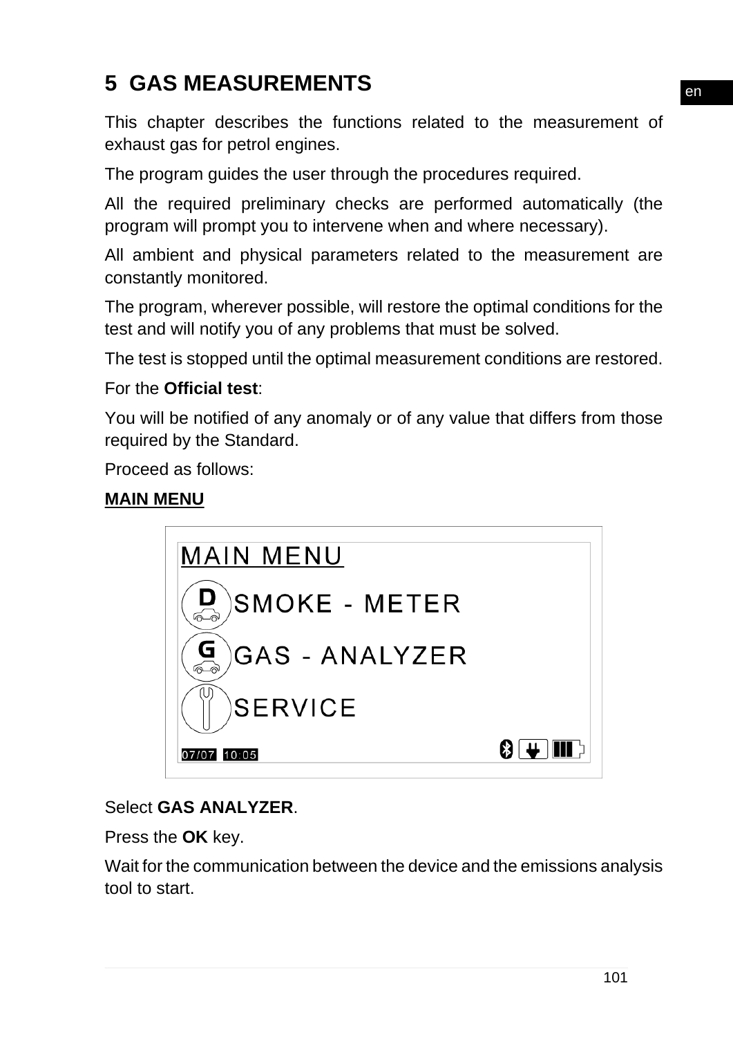# 5 GAS MEASUREMENTS

This chapter describes the functions related to the measurement of exhaust gas for petrol engines.

The program guides the user through the procedures required.

All the required preliminary checks are performed automatically (the program will prompt you to intervene when and where necessary).

All ambient and physical parameters related to the measurement are constantly monitored.

The program, wherever possible, will restore the optimal conditions for the test and will notify you of any problems that must be solved.

The test is stopped until the optimal measurement conditions are restored.

For the **Official test**:

You will be notified of any anomaly or of any value that differs from those required by the Standard.

Proceed as follows:

**MAIN MENU**

MAIN MENU

SMOKE - METER

GAS - ANALYZER

SERVICE

07/07 10:05

Select **GAS ANALYZER**.

Press the **OK** key.

Wait for the communication between the device and the emissions analysis tool to start.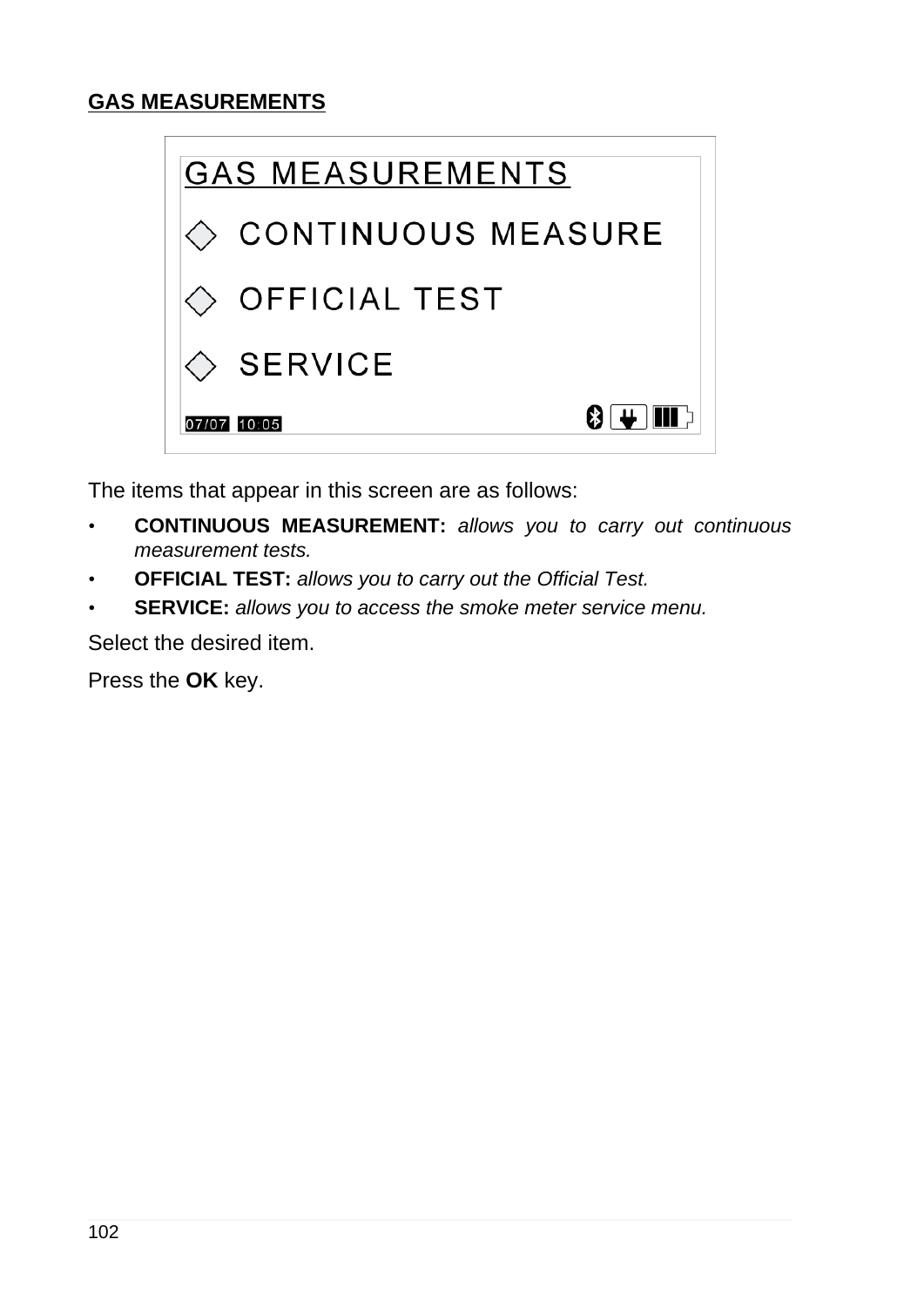## GAS MEASUREMENTS

The items that appear in this screen are as follows:

- **CONTINUOUS MEASUREMENT:** *allows you to carry out continuous measurement tests.*
- **OFFICIAL TEST:** *allows you to carry out the Official Test.*
- **SERVICE:** *allows you to access the smoke meter service menu.*

Select the desired item.

Press the **OK** key.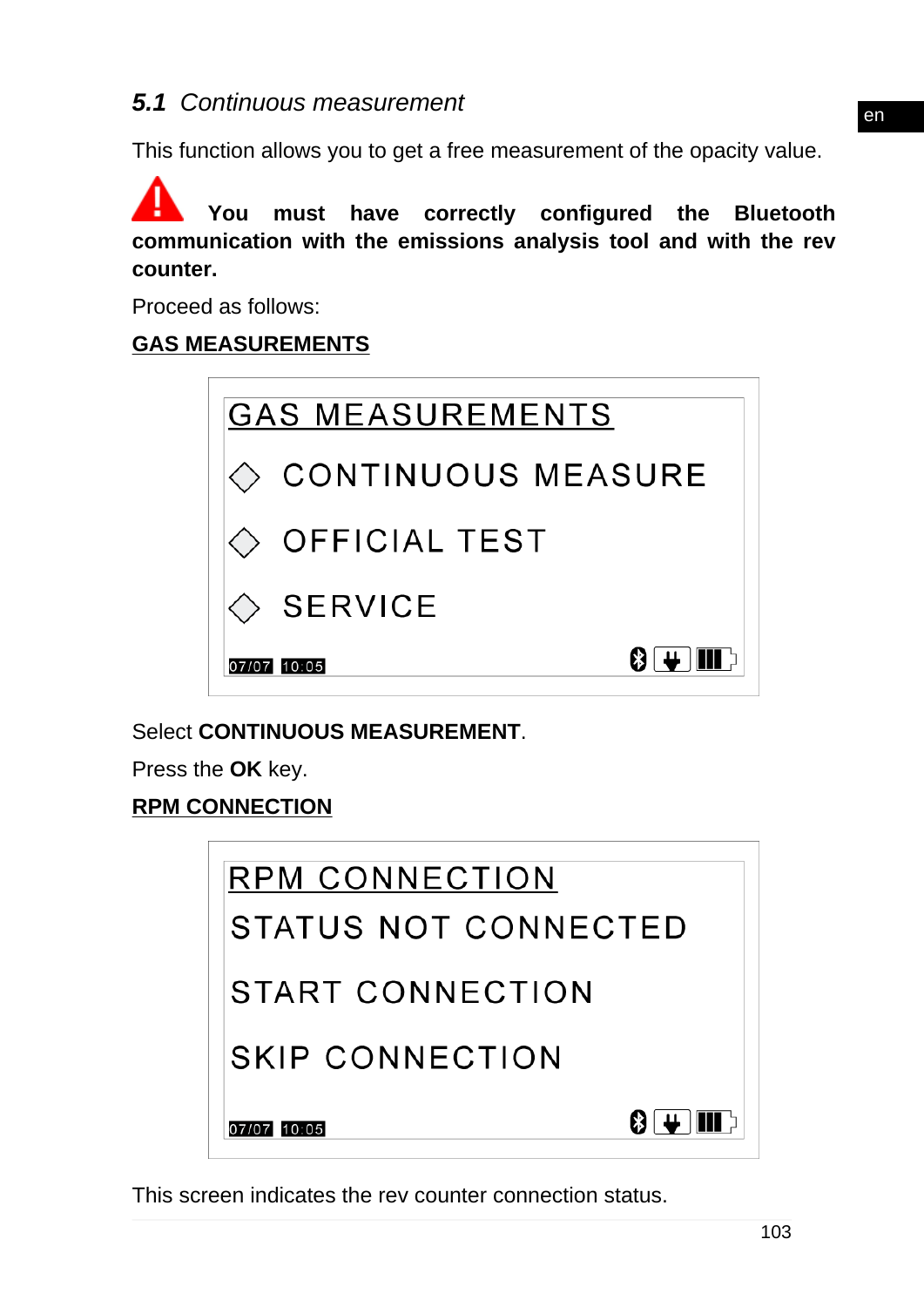### *5.1 Continuous measurement*

This function allows you to get a free measurement of the opacity value.

**You must have correctly configured the Bluetooth communication with the emissions analysis tool and with the rev counter.**

Proceed as follows:

**GAS MEASUREMENTS**

```
GAS MEASUREMENTS
◇ CONTINUOUS MEASURE
◇ OFFICIAL TEST
◇ SERVICE
07/07 10:05
```

Select **CONTINUOUS MEASUREMENT**.

Press the **OK** key.

**RPM CONNECTION**

```
RPM CONNECTION
STATUS NOT CONNECTED
START CONNECTION
SKIP CONNECTION
07/07 10:05
```

This screen indicates the rev counter connection status.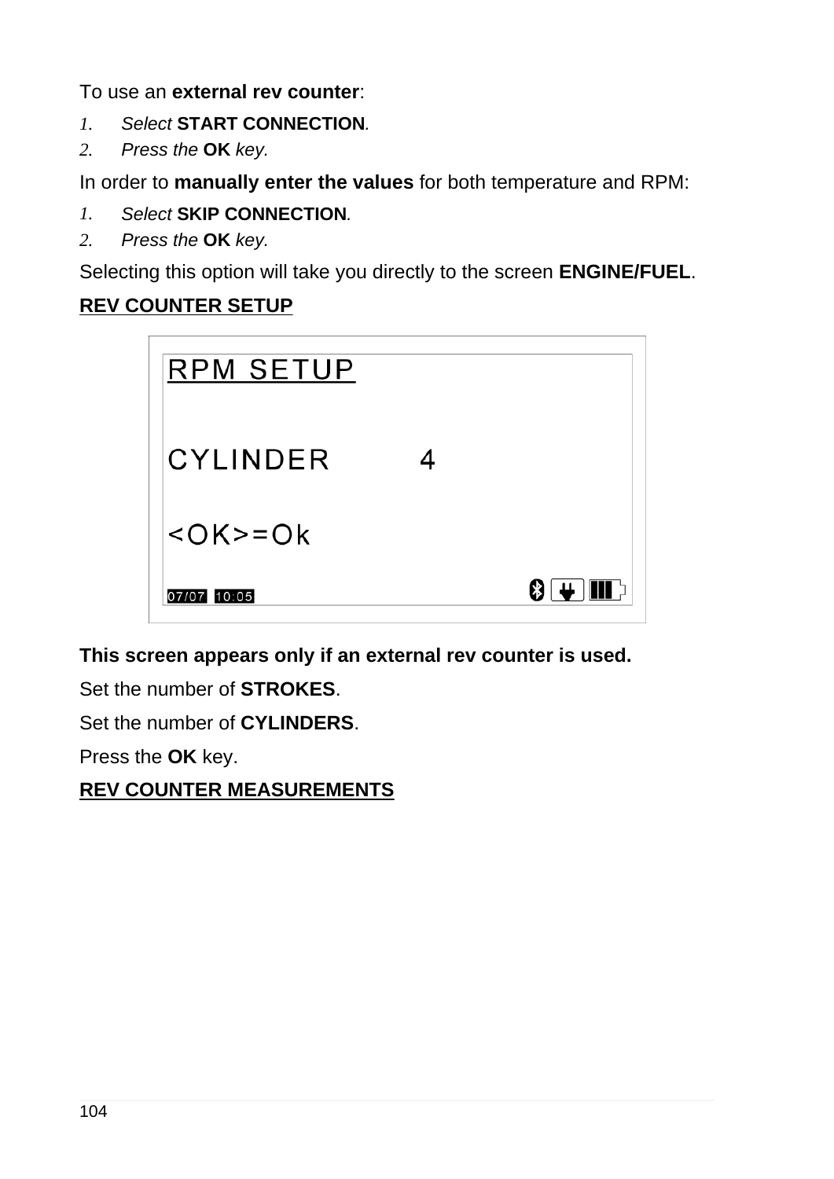To use an **external rev counter**:

1. *Select* **START CONNECTION***.*
2. *Press the* **OK** *key.*

In order to **manually enter the values** for both temperature and RPM:

1. *Select* **SKIP CONNECTION***.*
2. *Press the* **OK** *key.*

Selecting this option will take you directly to the screen **ENGINE/FUEL**.

**REV COUNTER SETUP**

RPM SETUP

CYLINDER 4

<OK>=Ok

07/07 10:05

**This screen appears only if an external rev counter is used.**

Set the number of **STROKES**.

Set the number of **CYLINDERS**.

Press the **OK** key.

**REV COUNTER MEASUREMENTS**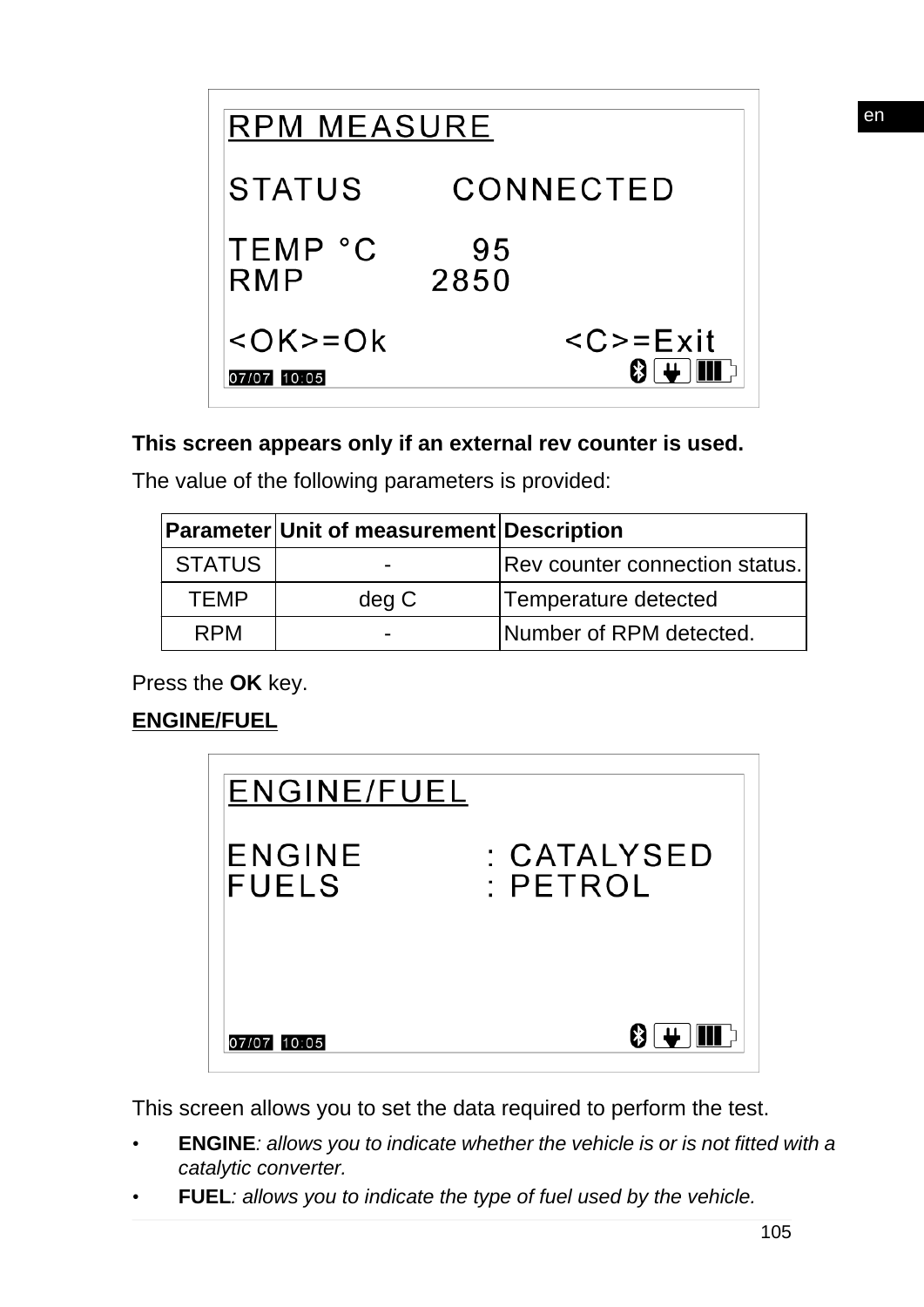```
RPM MEASURE

STATUS        CONNECTED

TEMP °C          95
RMP            2850

<OK>=Ok              <C>=Exit
07/07 10:05
```

**This screen appears only if an external rev counter is used.**

The value of the following parameters is provided:

| Parameter | Unit of measurement | Description |
|---|---|---|
| STATUS | - | Rev counter connection status. |
| TEMP | deg C | Temperature detected |
| RPM | - | Number of RPM detected. |

Press the **OK** key.

**ENGINE/FUEL**

```
ENGINE/FUEL

ENGINE         : CATALYSED
FUELS          : PETROL

07/07 10:05
```

This screen allows you to set the data required to perform the test.

- **ENGINE**: *allows you to indicate whether the vehicle is or is not fitted with a catalytic converter.*
- **FUEL**: *allows you to indicate the type of fuel used by the vehicle.*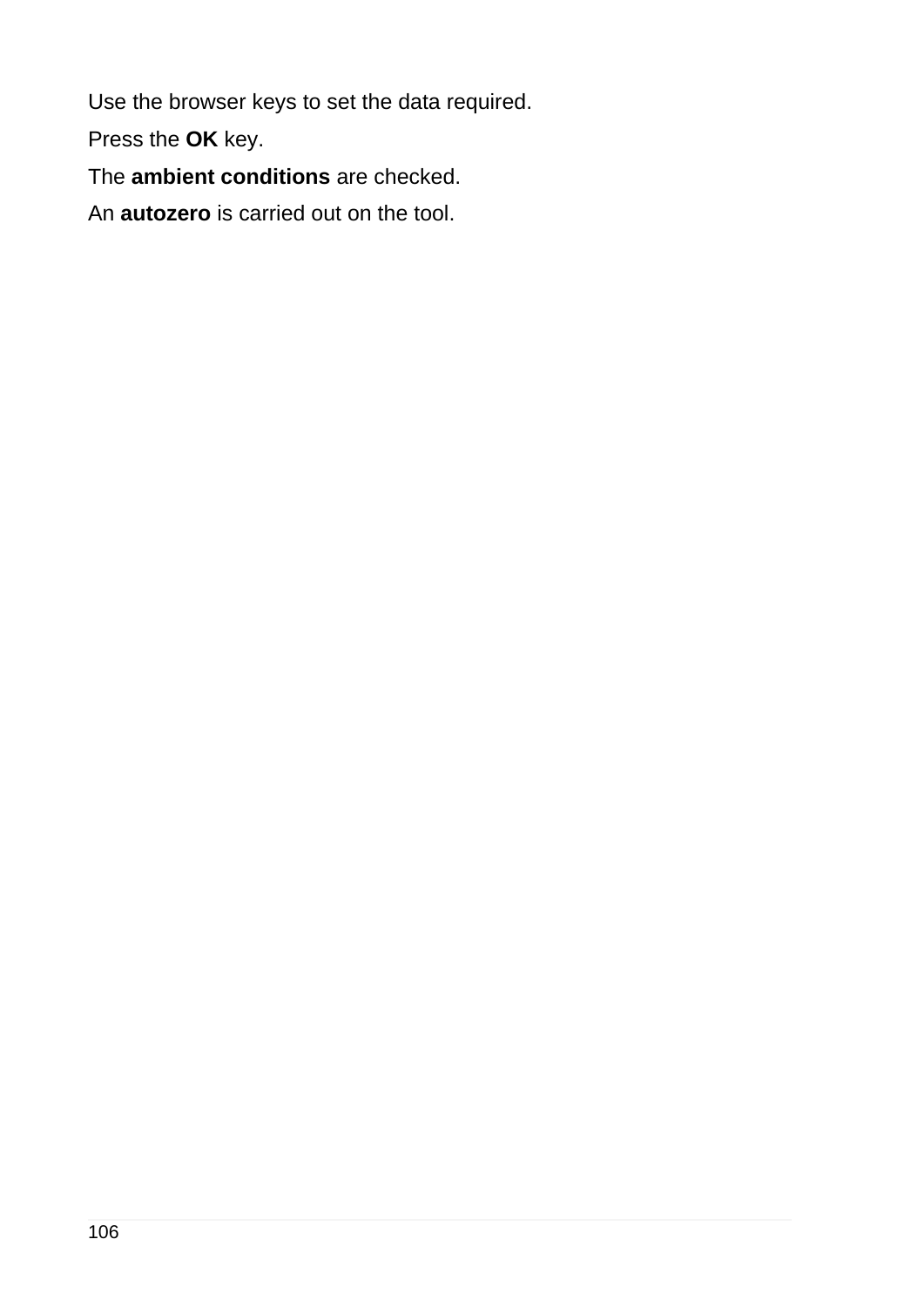Use the browser keys to set the data required.

Press the **OK** key.

The **ambient conditions** are checked.

An **autozero** is carried out on the tool.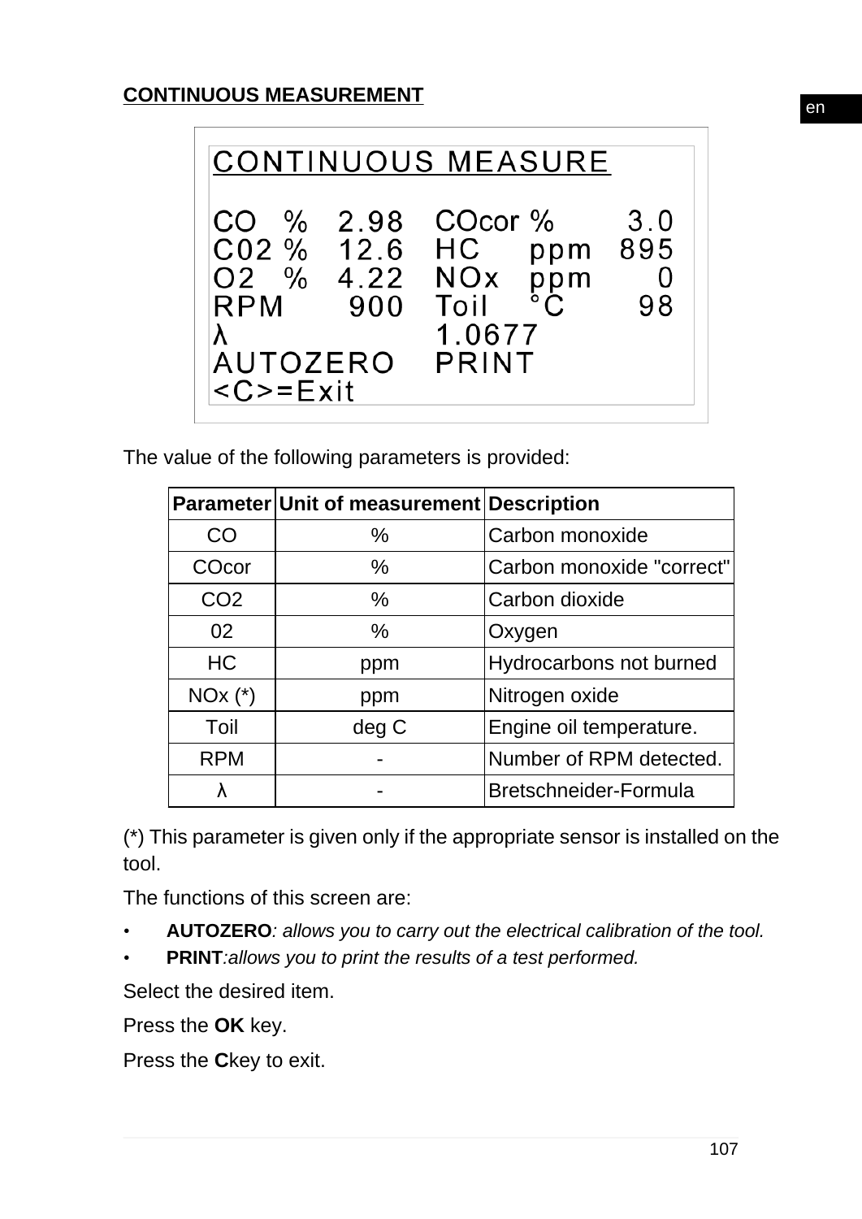## CONTINUOUS MEASUREMENT

```
CONTINUOUS MEASURE

CO  %  2.98   COcor %      3.0
C02 %  12.6   HC    ppm  895
O2  %  4.22   NOx   ppm    0
RPM     900   Toil  °C     98
λ             1.0677
AUTOZERO      PRINT
<C>=Exit
```

The value of the following parameters is provided:

| Parameter | Unit of measurement | Description |
|---|---|---|
| CO | % | Carbon monoxide |
| COcor | % | Carbon monoxide "correct" |
| CO2 | % | Carbon dioxide |
| 02 | % | Oxygen |
| HC | ppm | Hydrocarbons not burned |
| NOx (*) | ppm | Nitrogen oxide |
| Toil | deg C | Engine oil temperature. |
| RPM | - | Number of RPM detected. |
| λ | - | Bretschneider-Formula |

(*) This parameter is given only if the appropriate sensor is installed on the tool.

The functions of this screen are:

- **AUTOZERO**: *allows you to carry out the electrical calibration of the tool.*
- **PRINT**:*allows you to print the results of a test performed.*

Select the desired item.

Press the **OK** key.

Press the **C**key to exit.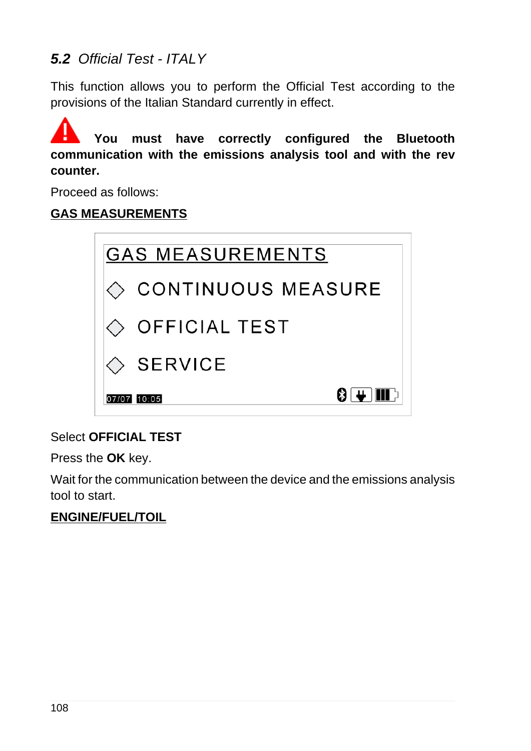## *5.2 Official Test - ITALY*

This function allows you to perform the Official Test according to the provisions of the Italian Standard currently in effect.

**You must have correctly configured the Bluetooth communication with the emissions analysis tool and with the rev counter.**

Proceed as follows:

**GAS MEASUREMENTS**

GAS MEASUREMENTS

◇ CONTINUOUS MEASURE

◇ OFFICIAL TEST

◇ SERVICE

07/07 10:05

Select **OFFICIAL TEST**

Press the **OK** key.

Wait for the communication between the device and the emissions analysis tool to start.

**ENGINE/FUEL/TOIL**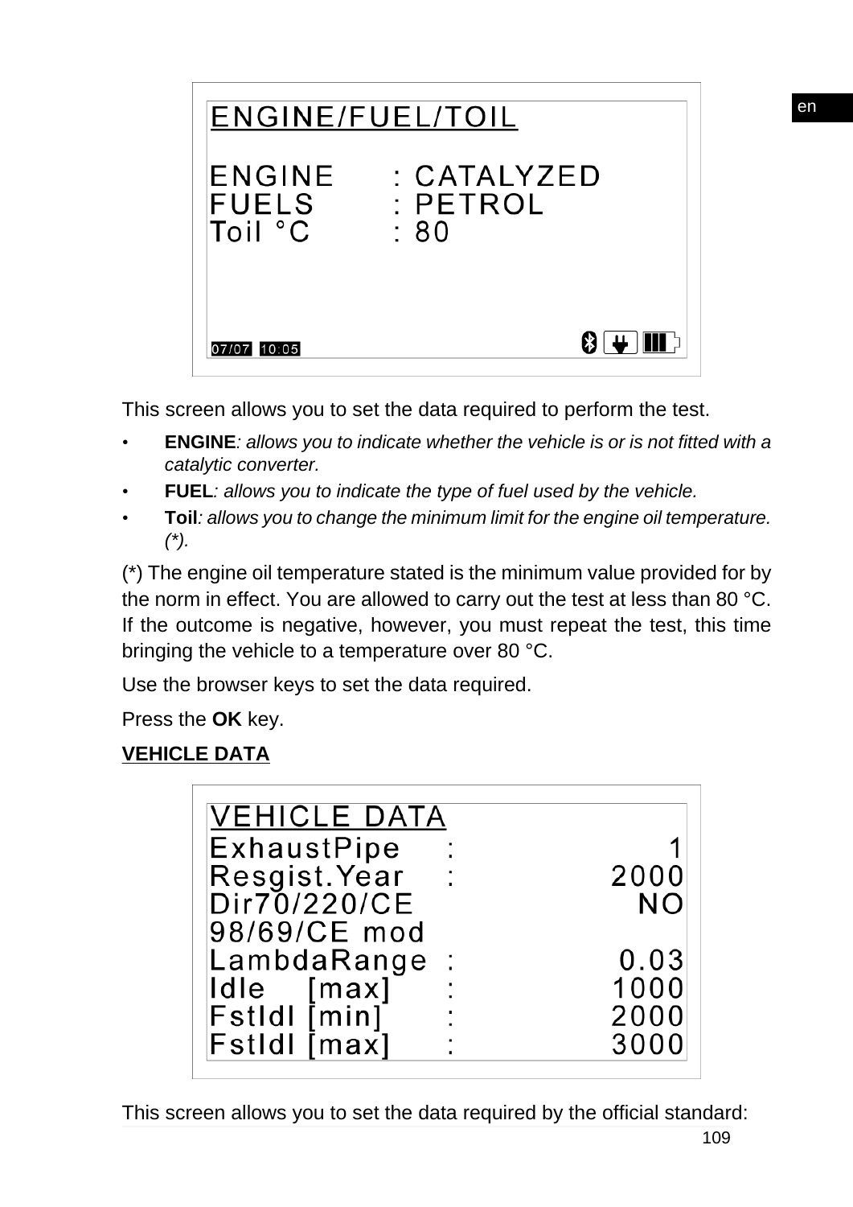```
ENGINE/FUEL/TOIL

ENGINE     : CATALYZED
FUELS      : PETROL
Toil °C    : 80

07/07 10:05
```

This screen allows you to set the data required to perform the test.

- **ENGINE**: *allows you to indicate whether the vehicle is or is not fitted with a catalytic converter.*
- **FUEL**: *allows you to indicate the type of fuel used by the vehicle.*
- **Toil**: *allows you to change the minimum limit for the engine oil temperature. (*).*

(*) The engine oil temperature stated is the minimum value provided for by the norm in effect. You are allowed to carry out the test at less than 80 °C. If the outcome is negative, however, you must repeat the test, this time bringing the vehicle to a temperature over 80 °C.

Use the browser keys to set the data required.

Press the **OK** key.

**VEHICLE DATA**

```
VEHICLE DATA
ExhaustPipe    :        1
Resgist.Year   :     2000
Dir70/220/CE           NO
98/69/CE mod
LambdaRange    :     0.03
Idle   [max]   :     1000
FstIdl [min]   :     2000
FstIdl [max]   :     3000
```

This screen allows you to set the data required by the official standard: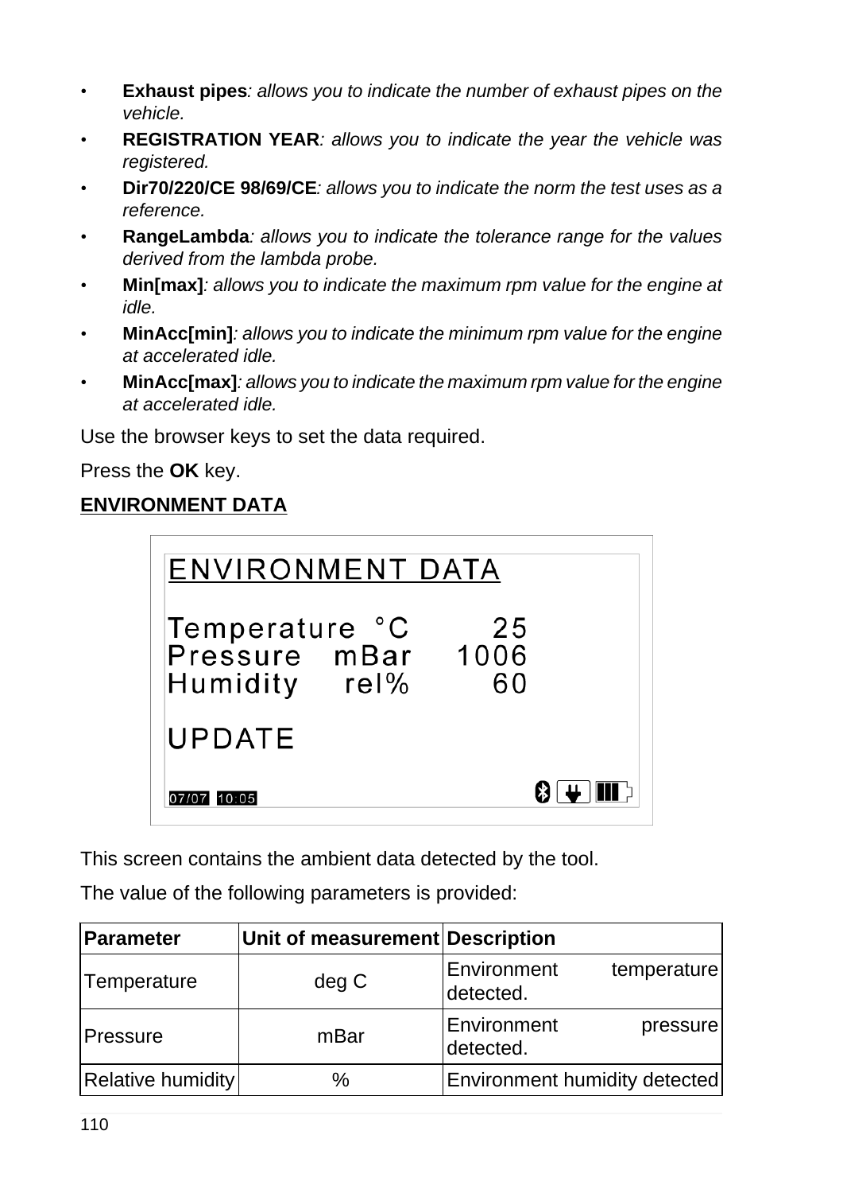- **Exhaust pipes**: *allows you to indicate the number of exhaust pipes on the vehicle.*
- **REGISTRATION YEAR**: *allows you to indicate the year the vehicle was registered.*
- **Dir70/220/CE 98/69/CE**: *allows you to indicate the norm the test uses as a reference.*
- **RangeLambda**: *allows you to indicate the tolerance range for the values derived from the lambda probe.*
- **Min[max]**: *allows you to indicate the maximum rpm value for the engine at idle.*
- **MinAcc[min]**: *allows you to indicate the minimum rpm value for the engine at accelerated idle.*
- **MinAcc[max]**: *allows you to indicate the maximum rpm value for the engine at accelerated idle.*

Use the browser keys to set the data required.

Press the **OK** key.

**ENVIRONMENT DATA**

```
ENVIRONMENT DATA

Temperature °C       25
Pressure  mBar     1006
Humidity   rel%      60

UPDATE

07/07 10:05
```

This screen contains the ambient data detected by the tool.

The value of the following parameters is provided:

| Parameter | Unit of measurement | Description |
|---|---|---|
| Temperature | deg C | Environment temperature detected. |
| Pressure | mBar | Environment pressure detected. |
| Relative humidity | % | Environment humidity detected |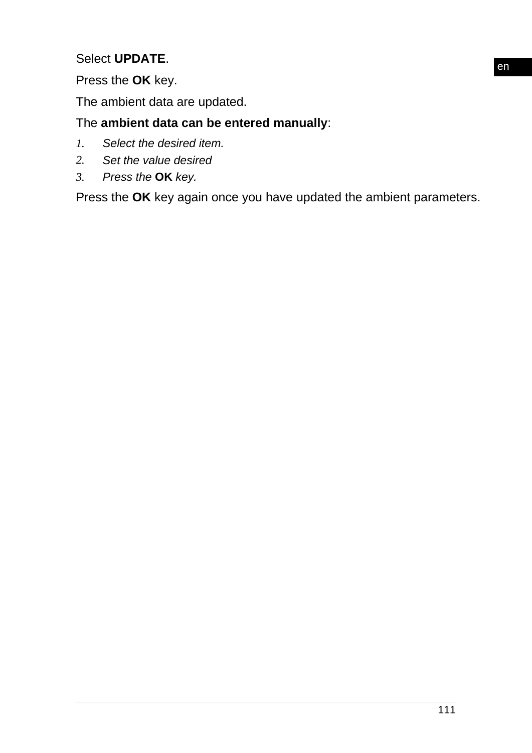Select **UPDATE**.

Press the **OK** key.

The ambient data are updated.

The **ambient data can be entered manually**:

1. *Select the desired item.*
2. *Set the value desired*
3. *Press the* **OK** *key.*

Press the **OK** key again once you have updated the ambient parameters.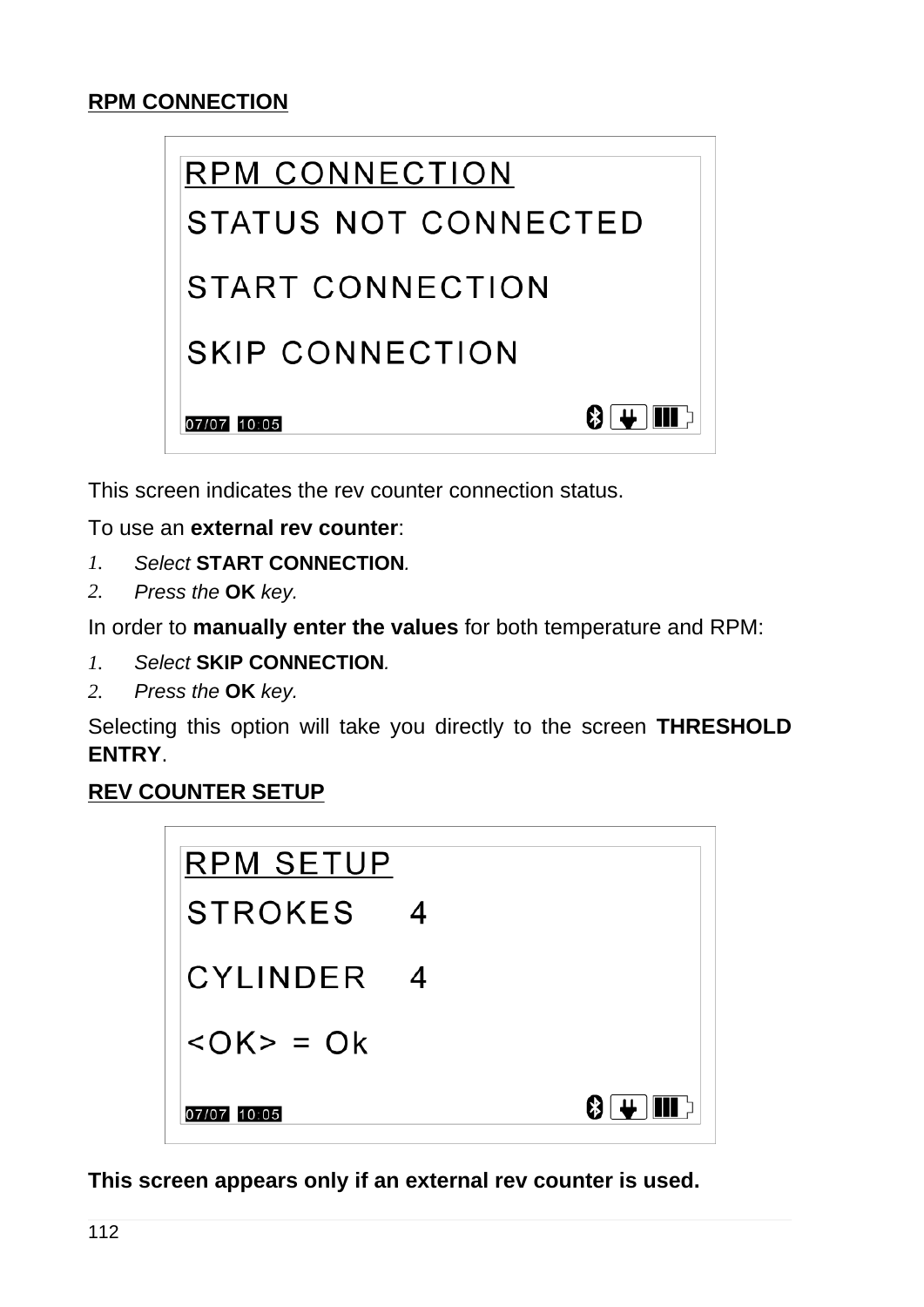**RPM CONNECTION**

```
RPM CONNECTION
STATUS NOT CONNECTED

START CONNECTION

SKIP CONNECTION

07/07 10:05
```

This screen indicates the rev counter connection status.

To use an **external rev counter**:

1. *Select* **START CONNECTION***.*
2. *Press the* **OK** *key.*

In order to **manually enter the values** for both temperature and RPM:

1. *Select* **SKIP CONNECTION***.*
2. *Press the* **OK** *key.*

Selecting this option will take you directly to the screen **THRESHOLD ENTRY**.

**REV COUNTER SETUP**

```
RPM SETUP
STROKES     4

CYLINDER    4

<OK> = Ok

07/07 10:05
```

**This screen appears only if an external rev counter is used.**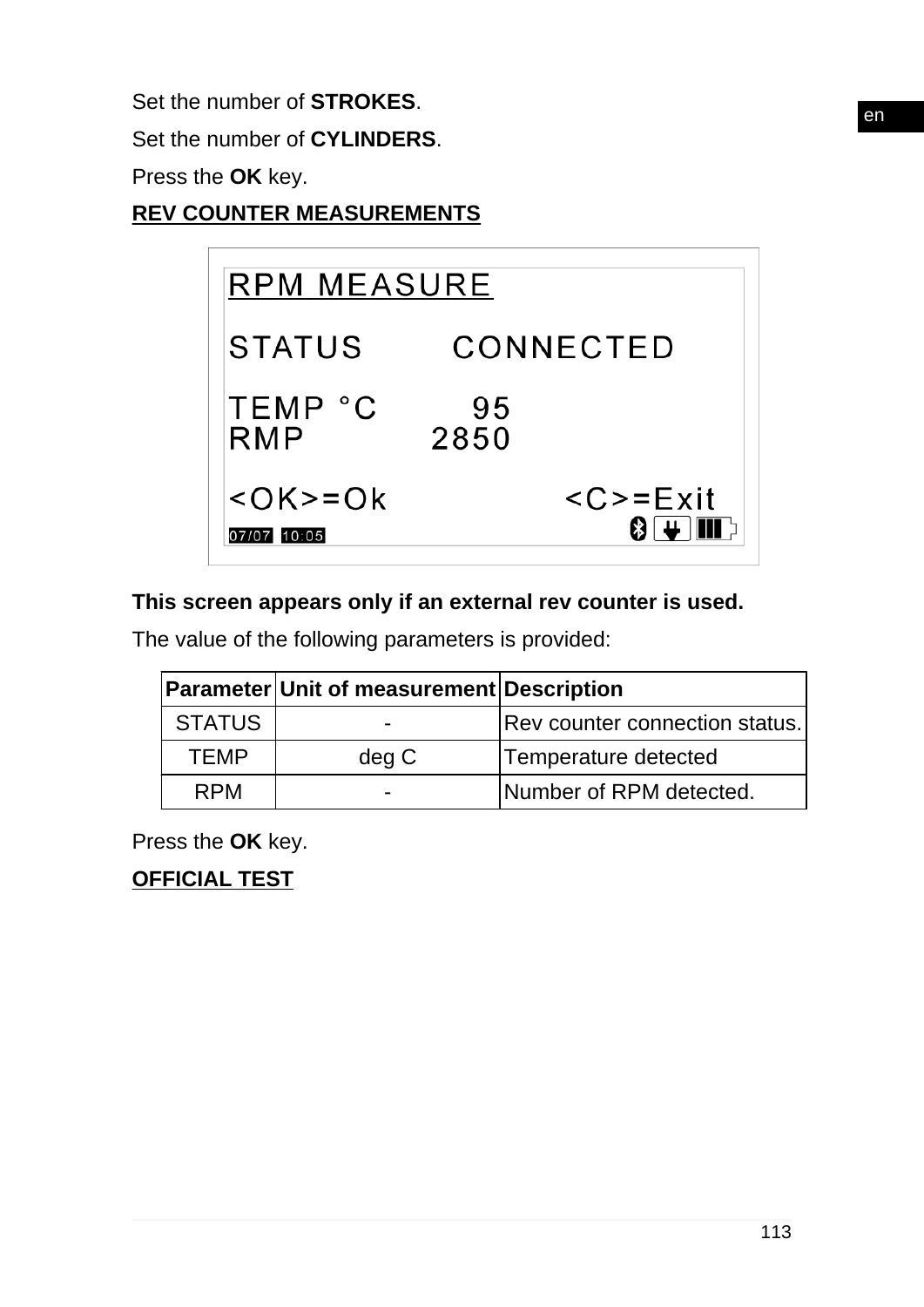Set the number of **STROKES**.

Set the number of **CYLINDERS**.

Press the **OK** key.

**REV COUNTER MEASUREMENTS**

```
RPM MEASURE

STATUS        CONNECTED

TEMP °C          95
RMP            2850

<OK>=Ok              <C>=Exit
07/07  10:05
```

**This screen appears only if an external rev counter is used.**

The value of the following parameters is provided:

| Parameter | Unit of measurement | Description |
|---|---|---|
| STATUS | - | Rev counter connection status. |
| TEMP | deg C | Temperature detected |
| RPM | - | Number of RPM detected. |

Press the **OK** key.

**OFFICIAL TEST**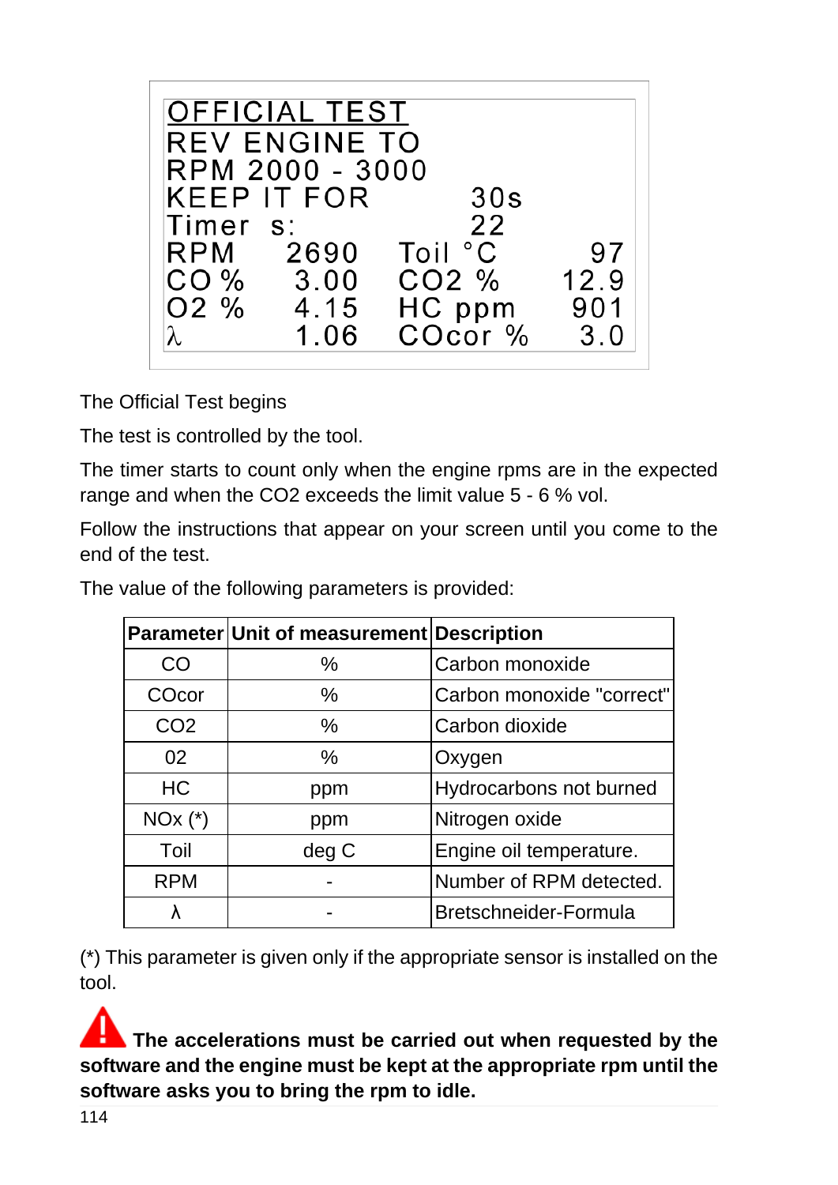```
OFFICIAL TEST
REV ENGINE TO
RPM 2000 - 3000
KEEP IT FOR          30s
Timer  s:            22
RPM     2690   Toil °C      97
CO %    3.00   CO2 %      12.9
O2 %    4.15   HC ppm      901
λ       1.06   COcor %     3.0
```

The Official Test begins

The test is controlled by the tool.

The timer starts to count only when the engine rpms are in the expected range and when the CO2 exceeds the limit value 5 - 6 % vol.

Follow the instructions that appear on your screen until you come to the end of the test.

The value of the following parameters is provided:

| Parameter | Unit of measurement | Description |
|---|---|---|
| CO | % | Carbon monoxide |
| COcor | % | Carbon monoxide "correct" |
| CO2 | % | Carbon dioxide |
| 02 | % | Oxygen |
| HC | ppm | Hydrocarbons not burned |
| NOx (*) | ppm | Nitrogen oxide |
| Toil | deg C | Engine oil temperature. |
| RPM | - | Number of RPM detected. |
| λ | - | Bretschneider-Formula |

(*) This parameter is given only if the appropriate sensor is installed on the tool.

**The accelerations must be carried out when requested by the software and the engine must be kept at the appropriate rpm until the software asks you to bring the rpm to idle.**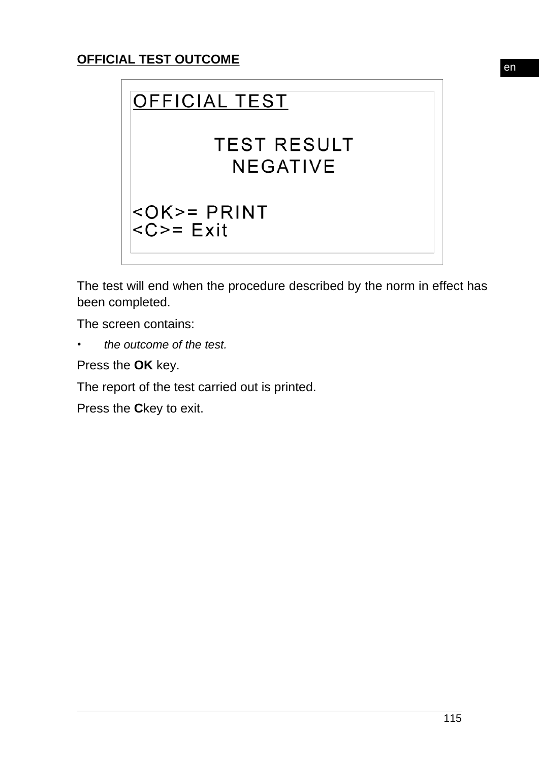**OFFICIAL TEST OUTCOME**

```
OFFICIAL TEST

        TEST RESULT
         NEGATIVE

<OK>= PRINT
<C>= Exit
```

The test will end when the procedure described by the norm in effect has been completed.

The screen contains:

- *the outcome of the test.*

Press the **OK** key.

The report of the test carried out is printed.

Press the **C**key to exit.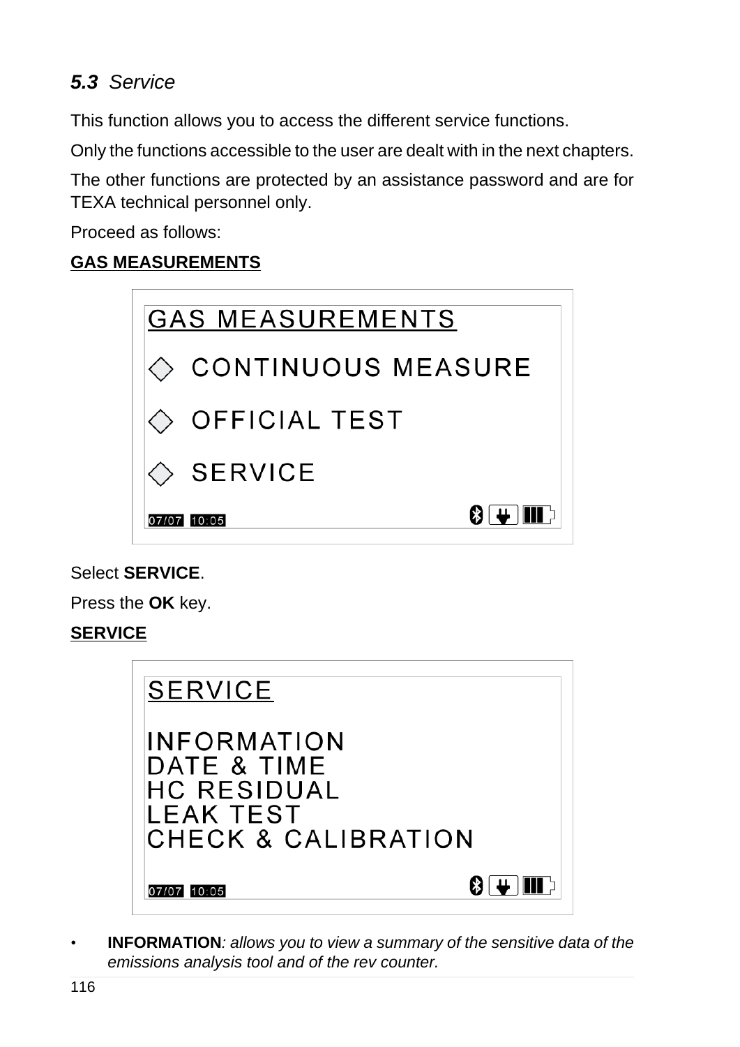## *5.3 Service*

This function allows you to access the different service functions.

Only the functions accessible to the user are dealt with in the next chapters.

The other functions are protected by an assistance password and are for TEXA technical personnel only.

Proceed as follows:

**GAS MEASUREMENTS**

```
GAS MEASUREMENTS

◇ CONTINUOUS MEASURE

◇ OFFICIAL TEST

◇ SERVICE

07/07 10:05
```

Select **SERVICE**.

Press the **OK** key.

**SERVICE**

```
SERVICE

INFORMATION
DATE & TIME
HC RESIDUAL
LEAK TEST
CHECK & CALIBRATION

07/07 10:05
```

- **INFORMATION**: *allows you to view a summary of the sensitive data of the emissions analysis tool and of the rev counter.*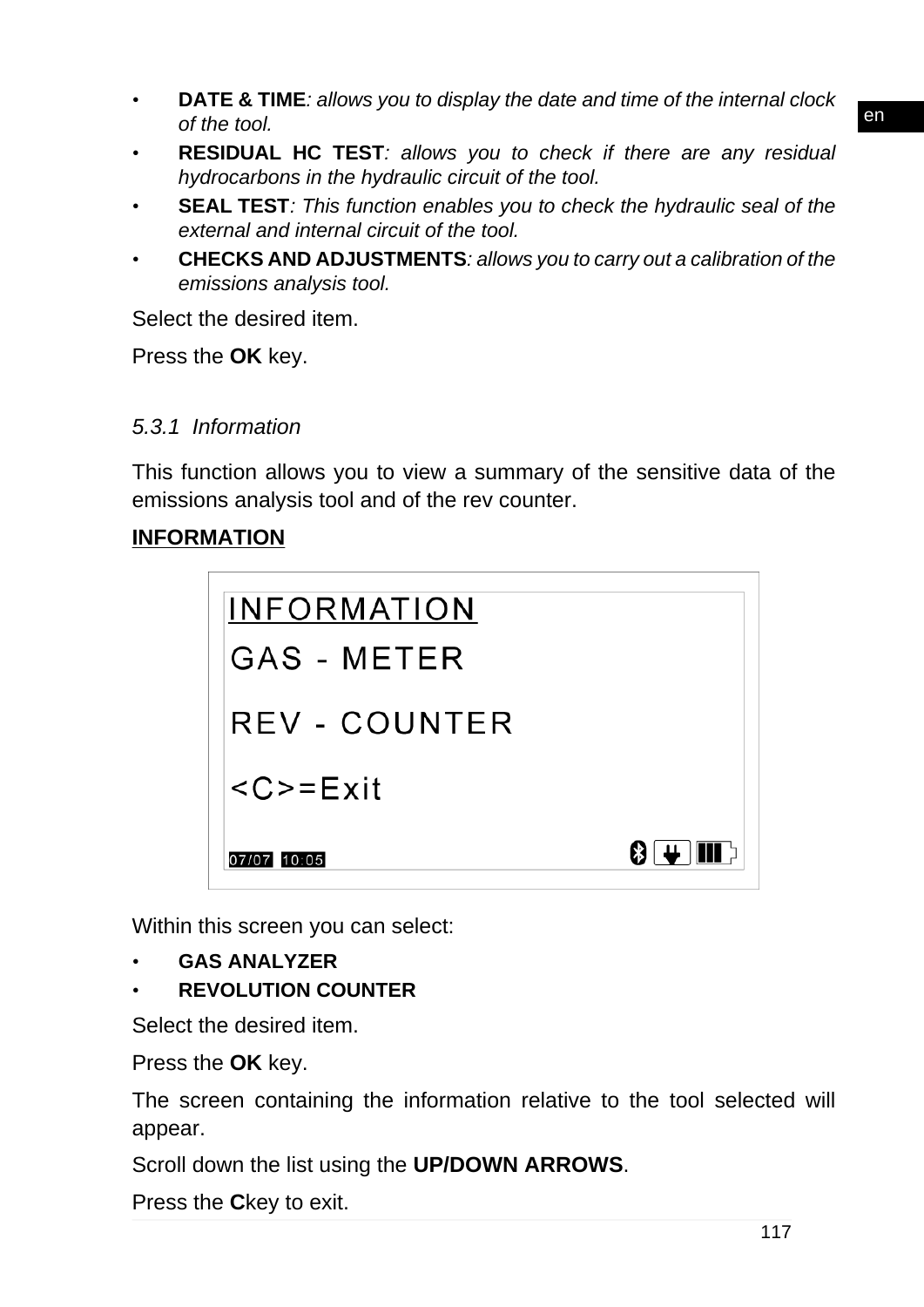- **DATE & TIME**: *allows you to display the date and time of the internal clock of the tool.*
- **RESIDUAL HC TEST**: *allows you to check if there are any residual hydrocarbons in the hydraulic circuit of the tool.*
- **SEAL TEST**: *This function enables you to check the hydraulic seal of the external and internal circuit of the tool.*
- **CHECKS AND ADJUSTMENTS**: *allows you to carry out a calibration of the emissions analysis tool.*

Select the desired item.

Press the **OK** key.

### *5.3.1 Information*

This function allows you to view a summary of the sensitive data of the emissions analysis tool and of the rev counter.

**INFORMATION**

```
INFORMATION
GAS - METER

REV - COUNTER

<C>=Exit

07/07 10:05
```

Within this screen you can select:

- **GAS ANALYZER**
- **REVOLUTION COUNTER**

Select the desired item.

Press the **OK** key.

The screen containing the information relative to the tool selected will appear.

Scroll down the list using the **UP/DOWN ARROWS**.

Press the **C**key to exit.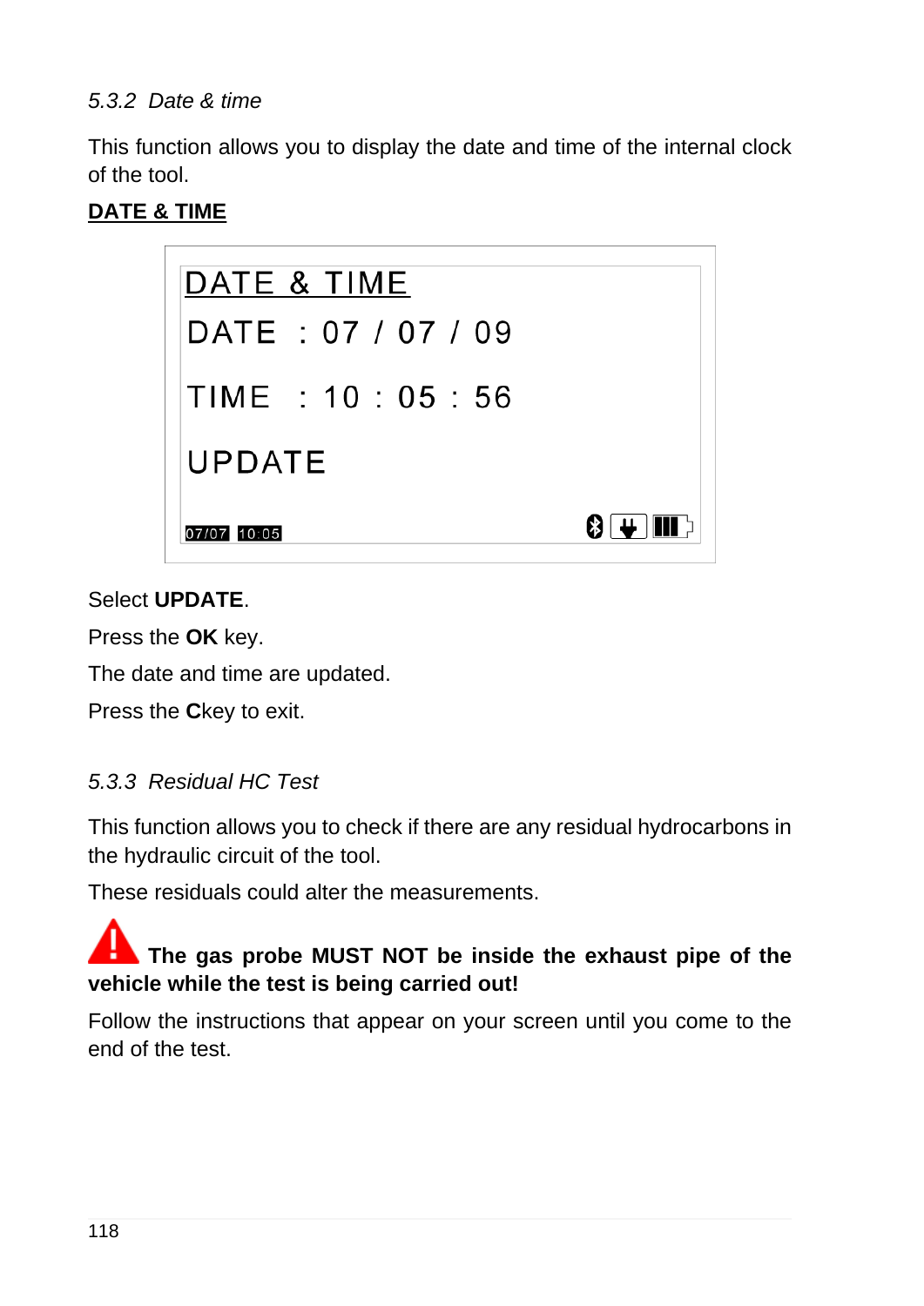### *5.3.2 Date & time*

This function allows you to display the date and time of the internal clock of the tool.

**DATE & TIME**

```
DATE & TIME
DATE  : 07 / 07 / 09

TIME  : 10 : 05 : 56

UPDATE

07/07 10:05
```

Select **UPDATE**.

Press the **OK** key.

The date and time are updated.

Press the **C**key to exit.

### *5.3.3 Residual HC Test*

This function allows you to check if there are any residual hydrocarbons in the hydraulic circuit of the tool.

These residuals could alter the measurements.

**The gas probe MUST NOT be inside the exhaust pipe of the vehicle while the test is being carried out!**

Follow the instructions that appear on your screen until you come to the end of the test.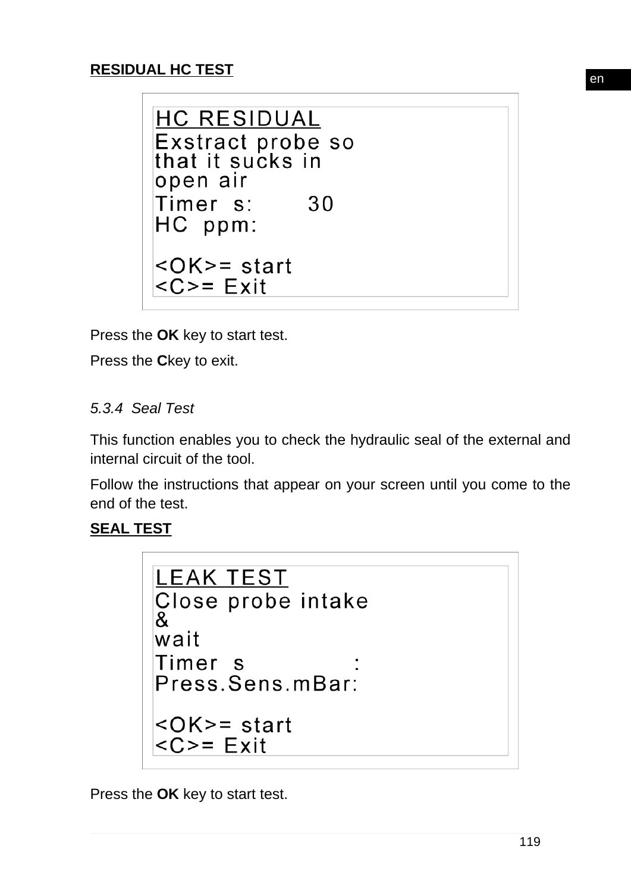**RESIDUAL HC TEST**

```
HC RESIDUAL
Exstract probe so
that it sucks in
open air
Timer  s:       30
HC  ppm:

<OK>= start
<C>= Exit
```

Press the **OK** key to start test.

Press the **C**key to exit.

*5.3.4 Seal Test*

This function enables you to check the hydraulic seal of the external and internal circuit of the tool.

Follow the instructions that appear on your screen until you come to the end of the test.

**SEAL TEST**

```
LEAK TEST
Close probe intake
&
wait
Timer  s            :
Press.Sens.mBar:

<OK>= start
<C>= Exit
```

Press the **OK** key to start test.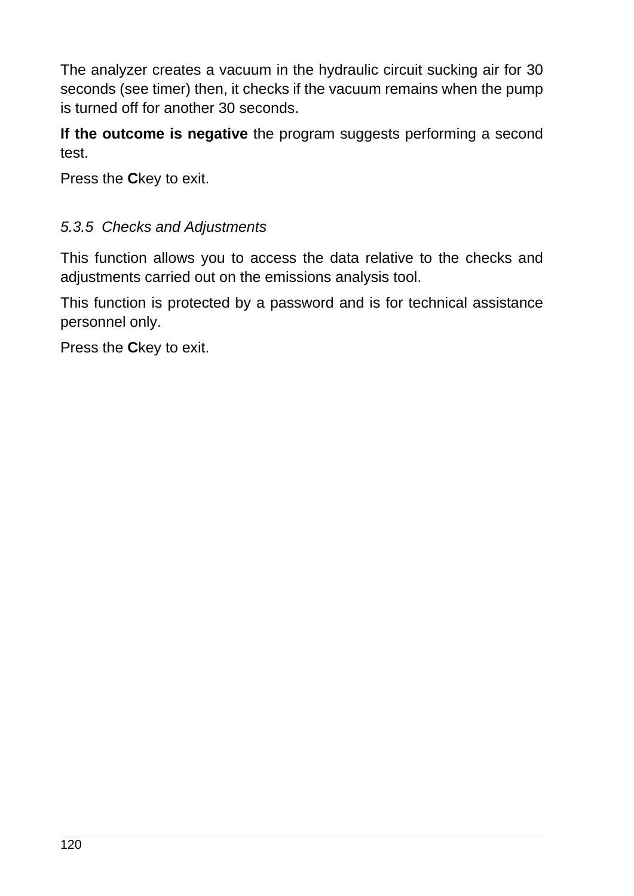The analyzer creates a vacuum in the hydraulic circuit sucking air for 30 seconds (see timer) then, it checks if the vacuum remains when the pump is turned off for another 30 seconds.

**If the outcome is negative** the program suggests performing a second test.

Press the **C**key to exit.

### *5.3.5 Checks and Adjustments*

This function allows you to access the data relative to the checks and adjustments carried out on the emissions analysis tool.

This function is protected by a password and is for technical assistance personnel only.

Press the **C**key to exit.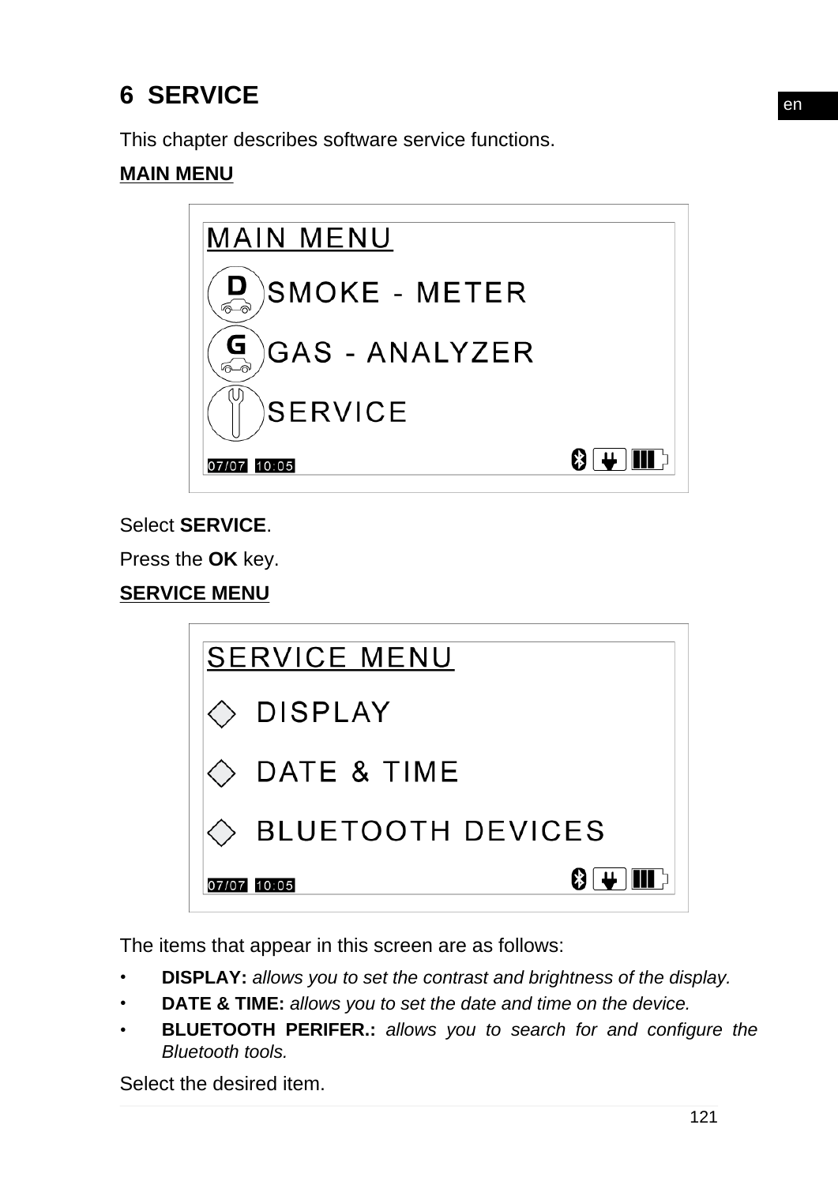# 6 SERVICE

This chapter describes software service functions.

**MAIN MENU**

Select **SERVICE**.

Press the **OK** key.

**SERVICE MENU**

The items that appear in this screen are as follows:

- **DISPLAY:** *allows you to set the contrast and brightness of the display.*
- **DATE & TIME:** *allows you to set the date and time on the device.*
- **BLUETOOTH PERIFER.:** *allows you to search for and configure the Bluetooth tools.*

Select the desired item.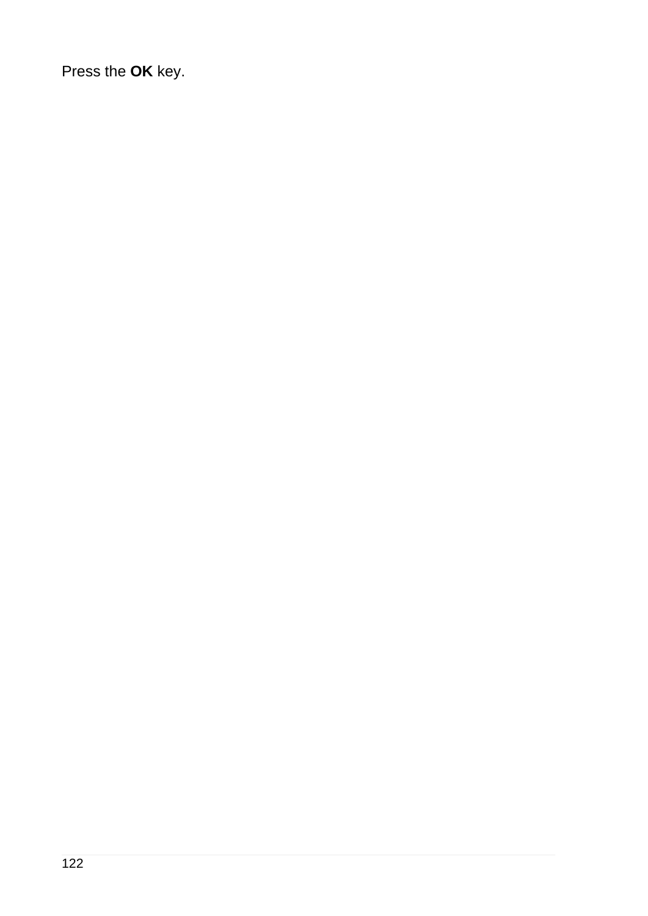Press the **OK** key.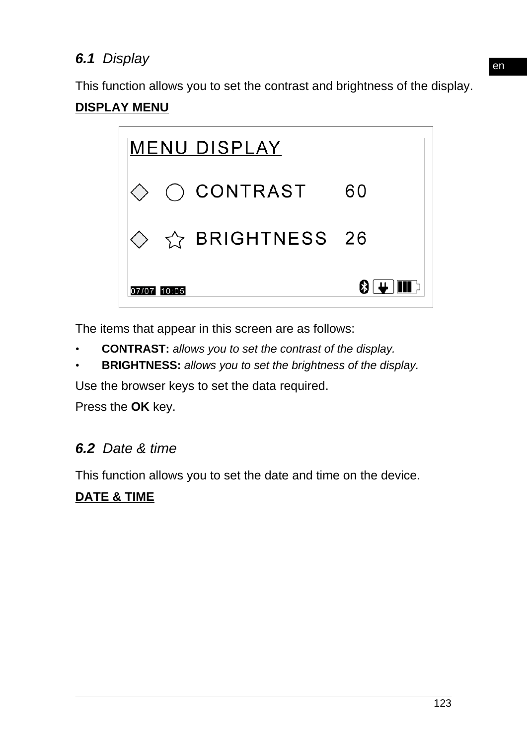### **6.1** *Display*

This function allows you to set the contrast and brightness of the display.

**DISPLAY MENU**

```
MENU DISPLAY

◇  ○  CONTRAST     60

◇  ☆  BRIGHTNESS   26

07/07  10:05
```

The items that appear in this screen are as follows:

- **CONTRAST:** *allows you to set the contrast of the display.*
- **BRIGHTNESS:** *allows you to set the brightness of the display.*

Use the browser keys to set the data required.

Press the **OK** key.

### **6.2** *Date & time*

This function allows you to set the date and time on the device.

**DATE & TIME**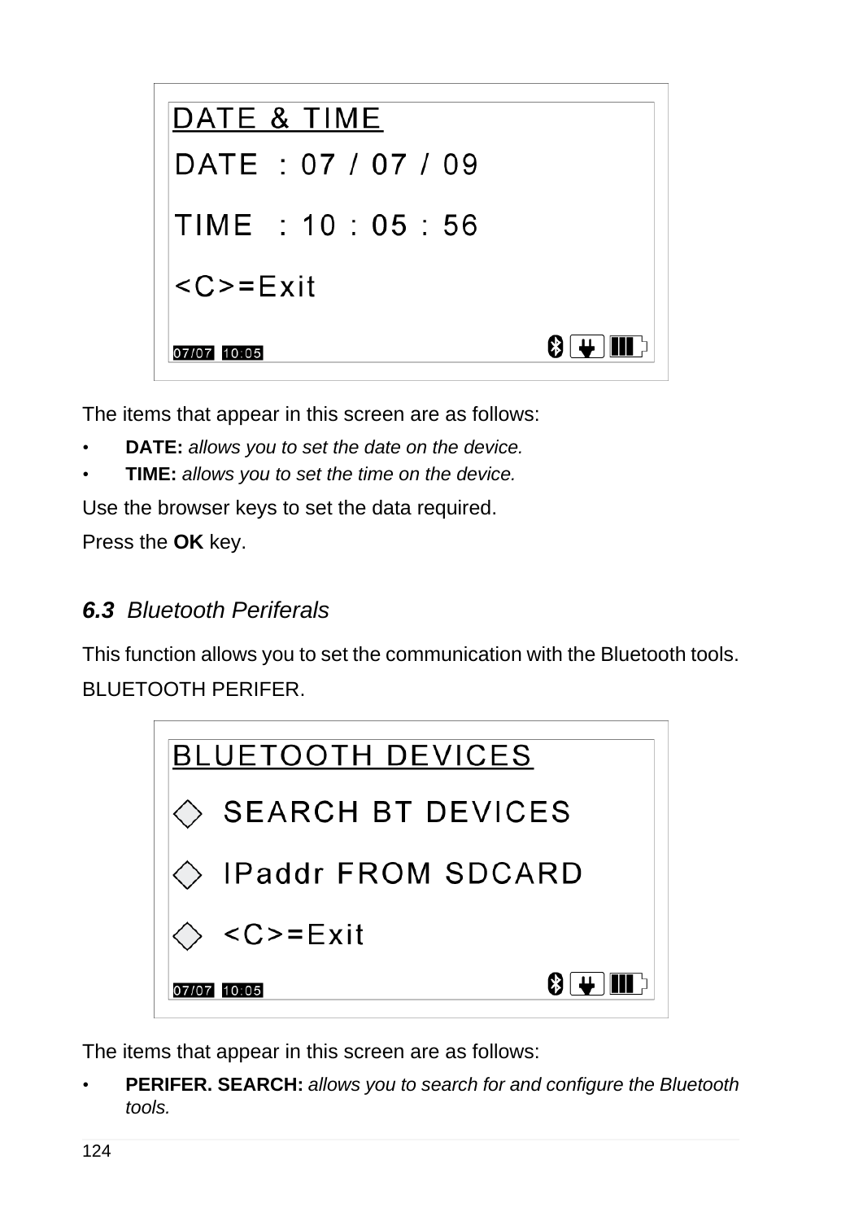DATE & TIME

DATE : 07 / 07 / 09

TIME : 10 : 05 : 56

<C>=Exit

07/07 10:05

The items that appear in this screen are as follows:

- **DATE:** *allows you to set the date on the device.*
- **TIME:** *allows you to set the time on the device.*

Use the browser keys to set the data required.

Press the **OK** key.

### *6.3 Bluetooth Periferals*

This function allows you to set the communication with the Bluetooth tools.

BLUETOOTH PERIFER.

BLUETOOTH DEVICES

◇ SEARCH BT DEVICES

◇ IPaddr FROM SDCARD

◇ <C>=Exit

07/07 10:05

The items that appear in this screen are as follows:

- **PERIFER. SEARCH:** *allows you to search for and configure the Bluetooth tools.*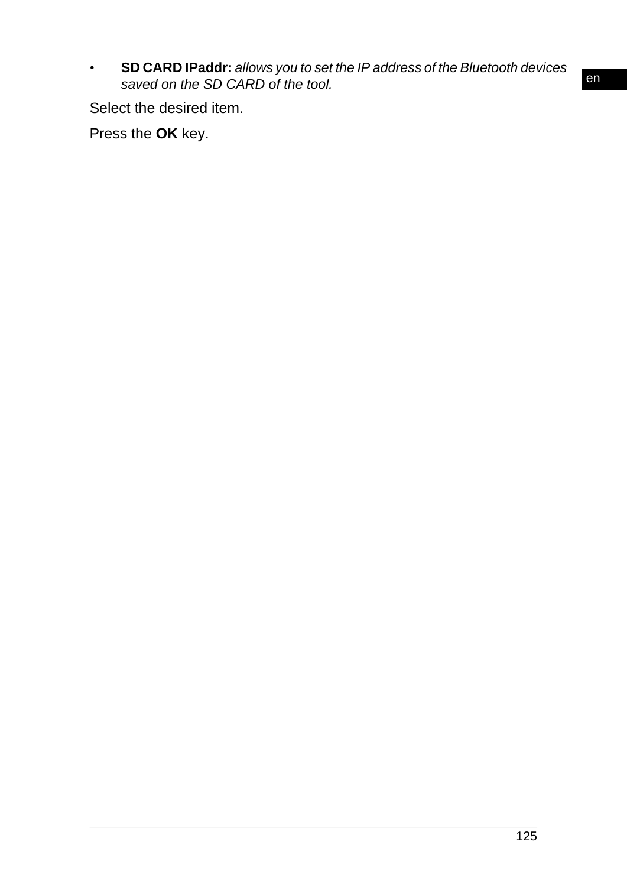- **SD CARD IPaddr:** *allows you to set the IP address of the Bluetooth devices saved on the SD CARD of the tool.*

Select the desired item.

Press the **OK** key.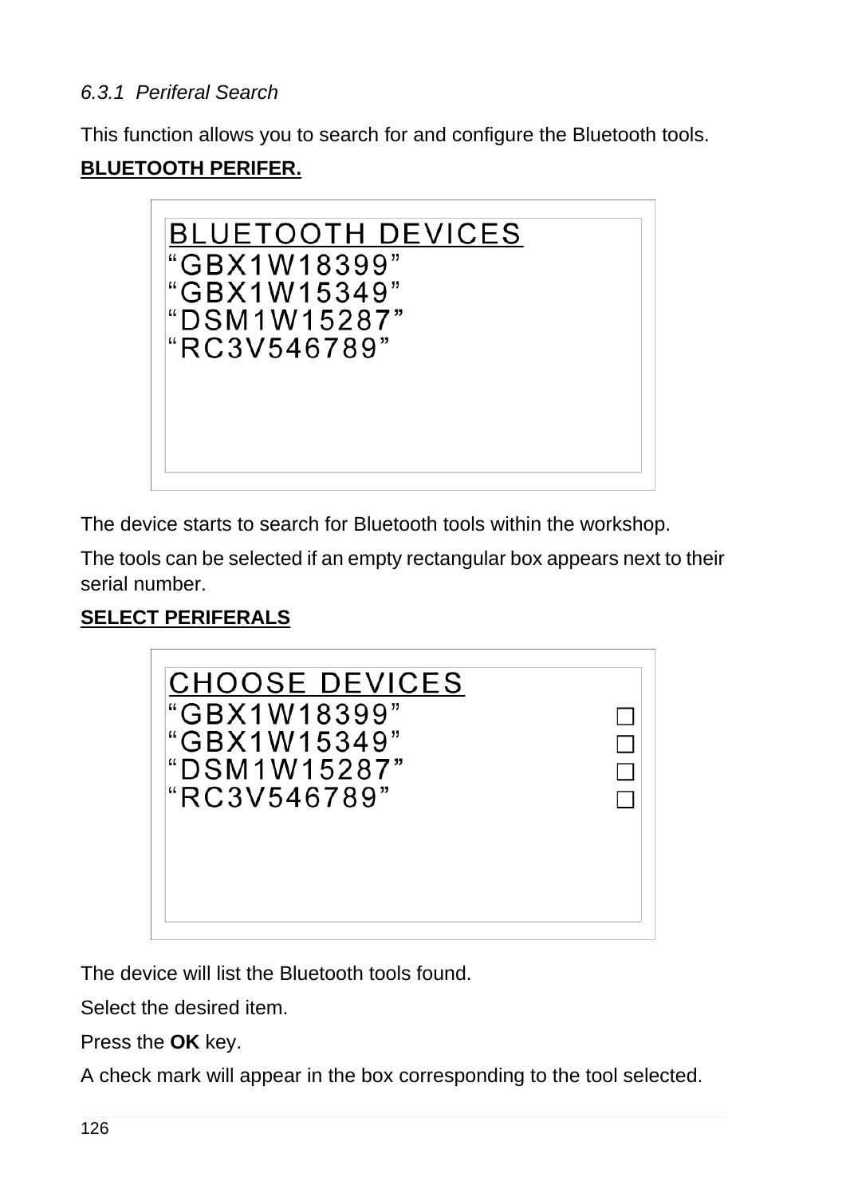### *6.3.1 Periferal Search*

This function allows you to search for and configure the Bluetooth tools.

**BLUETOOTH PERIFER.**

```
BLUETOOTH DEVICES
“GBX1W18399”
“GBX1W15349”
“DSM1W15287”
“RC3V546789”
```

The device starts to search for Bluetooth tools within the workshop.

The tools can be selected if an empty rectangular box appears next to their serial number.

**SELECT PERIFERALS**

```
CHOOSE DEVICES
“GBX1W18399”          ☐
“GBX1W15349”          ☐
“DSM1W15287”          ☐
“RC3V546789”          ☐
```

The device will list the Bluetooth tools found.

Select the desired item.

Press the **OK** key.

A check mark will appear in the box corresponding to the tool selected.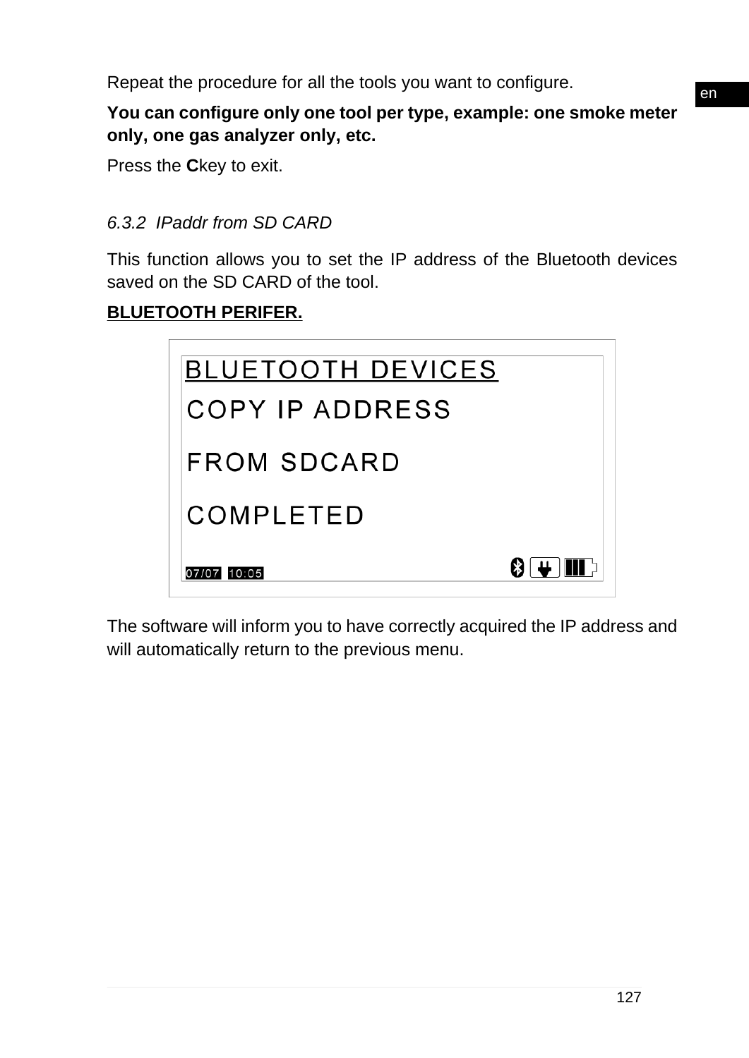Repeat the procedure for all the tools you want to configure.

**You can configure only one tool per type, example: one smoke meter only, one gas analyzer only, etc.**

Press the **C**key to exit.

### *6.3.2 IPaddr from SD CARD*

This function allows you to set the IP address of the Bluetooth devices saved on the SD CARD of the tool.

**BLUETOOTH PERIFER.**

```
BLUETOOTH DEVICES
COPY IP ADDRESS
FROM SDCARD
COMPLETED
07/07 10:05
```

The software will inform you to have correctly acquired the IP address and will automatically return to the previous menu.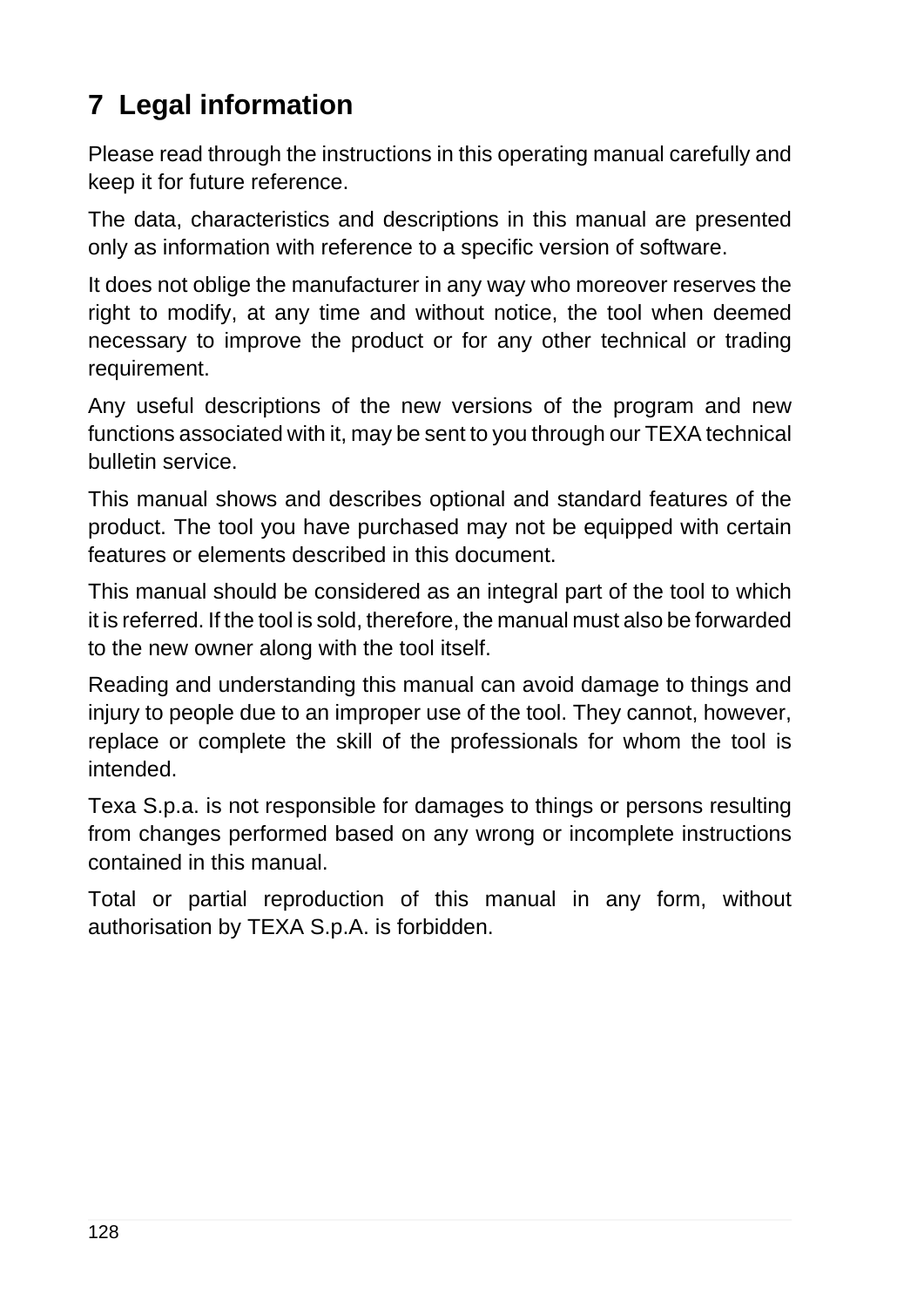# 7 Legal information

Please read through the instructions in this operating manual carefully and keep it for future reference.

The data, characteristics and descriptions in this manual are presented only as information with reference to a specific version of software.

It does not oblige the manufacturer in any way who moreover reserves the right to modify, at any time and without notice, the tool when deemed necessary to improve the product or for any other technical or trading requirement.

Any useful descriptions of the new versions of the program and new functions associated with it, may be sent to you through our TEXA technical bulletin service.

This manual shows and describes optional and standard features of the product. The tool you have purchased may not be equipped with certain features or elements described in this document.

This manual should be considered as an integral part of the tool to which it is referred. If the tool is sold, therefore, the manual must also be forwarded to the new owner along with the tool itself.

Reading and understanding this manual can avoid damage to things and injury to people due to an improper use of the tool. They cannot, however, replace or complete the skill of the professionals for whom the tool is intended.

Texa S.p.a. is not responsible for damages to things or persons resulting from changes performed based on any wrong or incomplete instructions contained in this manual.

Total or partial reproduction of this manual in any form, without authorisation by TEXA S.p.A. is forbidden.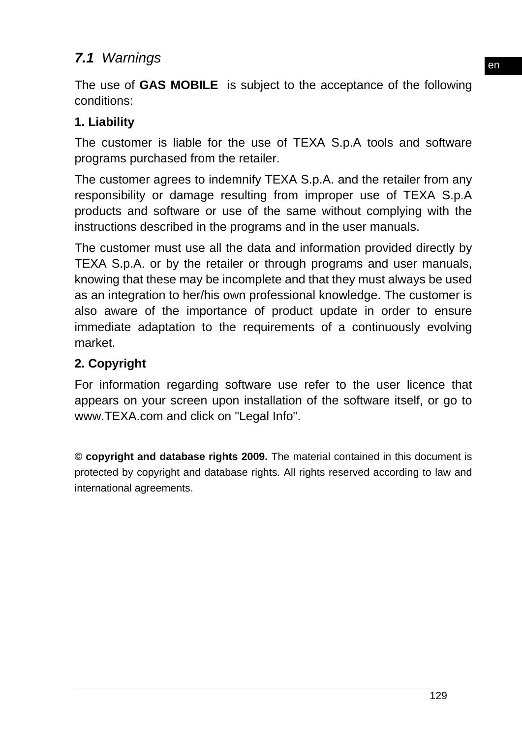## *7.1 Warnings*

The use of **GAS MOBILE** is subject to the acceptance of the following conditions:

**1. Liability**

The customer is liable for the use of TEXA S.p.A tools and software programs purchased from the retailer.

The customer agrees to indemnify TEXA S.p.A. and the retailer from any responsibility or damage resulting from improper use of TEXA S.p.A products and software or use of the same without complying with the instructions described in the programs and in the user manuals.

The customer must use all the data and information provided directly by TEXA S.p.A. or by the retailer or through programs and user manuals, knowing that these may be incomplete and that they must always be used as an integration to her/his own professional knowledge. The customer is also aware of the importance of product update in order to ensure immediate adaptation to the requirements of a continuously evolving market.

**2. Copyright**

For information regarding software use refer to the user licence that appears on your screen upon installation of the software itself, or go to www.TEXA.com and click on "Legal Info".

**© copyright and database rights 2009.** The material contained in this document is protected by copyright and database rights. All rights reserved according to law and international agreements.